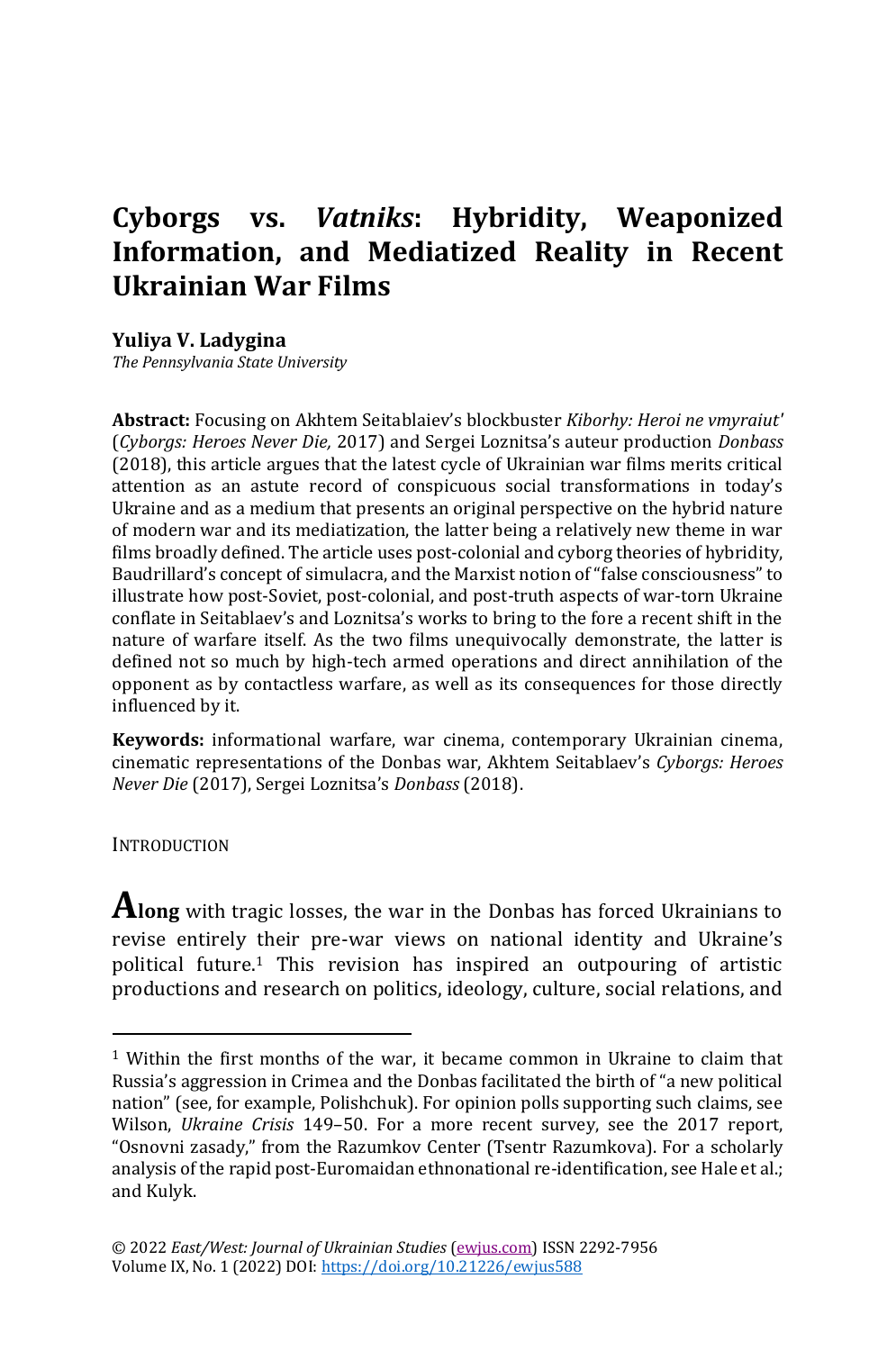# Cyborgs vs. *Vatniks*: Hybridity, Weaponized Information, and Mediatized Reality in Recent Ukrainian War Films

**Yuliya V. Ladygina**
*The Pennsylvania State University*

**Abstract:** Focusing on Akhtem Seitablaiev's blockbuster *Kiborhy: Heroi ne vmyraiut'* (*Cyborgs: Heroes Never Die,* 2017) and Sergei Loznitsa's auteur production *Donbass* (2018), this article argues that the latest cycle of Ukrainian war films merits critical attention as an astute record of conspicuous social transformations in today's Ukraine and as a medium that presents an original perspective on the hybrid nature of modern war and its mediatization, the latter being a relatively new theme in war films broadly defined. The article uses post-colonial and cyborg theories of hybridity, Baudrillard's concept of simulacra, and the Marxist notion of "false consciousness" to illustrate how post-Soviet, post-colonial, and post-truth aspects of war-torn Ukraine conflate in Seitablaev's and Loznitsa's works to bring to the fore a recent shift in the nature of warfare itself. As the two films unequivocally demonstrate, the latter is defined not so much by high-tech armed operations and direct annihilation of the opponent as by contactless warfare, as well as its consequences for those directly influenced by it.

**Keywords:** informational warfare, war cinema, contemporary Ukrainian cinema, cinematic representations of the Donbas war, Akhtem Seitablaev's *Cyborgs: Heroes Never Die* (2017), Sergei Loznitsa's *Donbass* (2018).

## Introduction

**Along** with tragic losses, the war in the Donbas has forced Ukrainians to revise entirely their pre-war views on national identity and Ukraine's political future.[1] This revision has inspired an outpouring of artistic productions and research on politics, ideology, culture, social relations, and

---

[1] Within the first months of the war, it became common in Ukraine to claim that Russia's aggression in Crimea and the Donbas facilitated the birth of "a new political nation" (see, for example, Polishchuk). For opinion polls supporting such claims, see Wilson, *Ukraine Crisis* 149–50. For a more recent survey, see the 2017 report, "Osnovni zasady," from the Razumkov Center (Tsentr Razumkova). For a scholarly analysis of the rapid post-Euromaidan ethnonational re-identification, see Hale et al.; and Kulyk.

© 2022 *East/West: Journal of Ukrainian Studies* (ewjus.com) ISSN 2292-7956
Volume IX, No. 1 (2022) DOI: https://doi.org/10.21226/ewjus588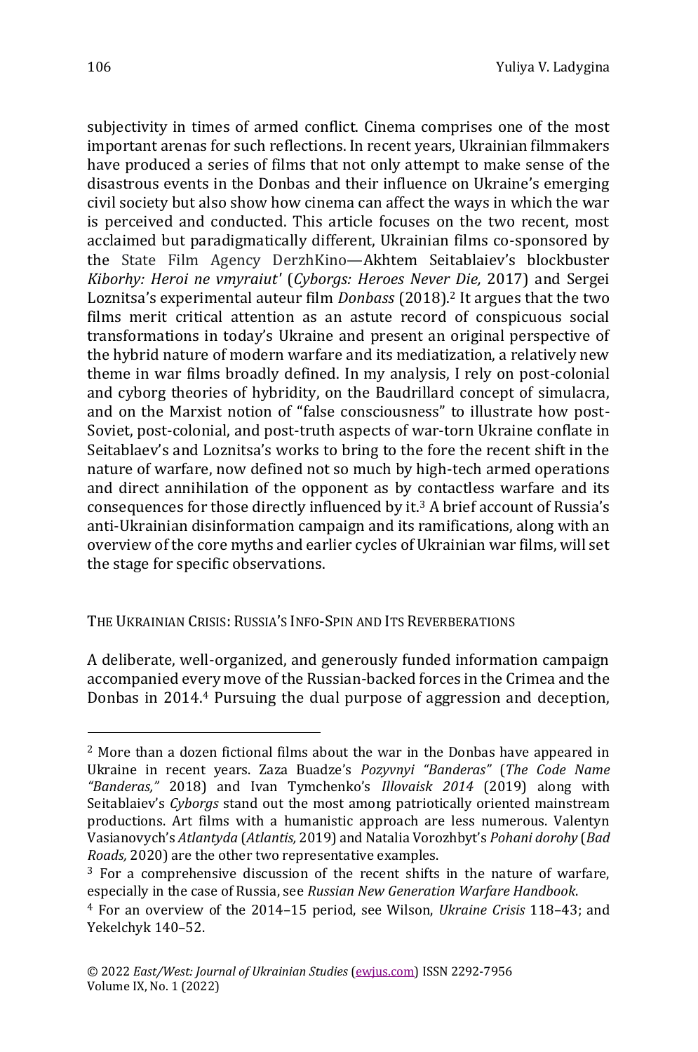subjectivity in times of armed conflict. Cinema comprises one of the most important arenas for such reflections. In recent years, Ukrainian filmmakers have produced a series of films that not only attempt to make sense of the disastrous events in the Donbas and their influence on Ukraine's emerging civil society but also show how cinema can affect the ways in which the war is perceived and conducted. This article focuses on the two recent, most acclaimed but paradigmatically different, Ukrainian films co-sponsored by the State Film Agency DerzhKino—Akhtem Seitablaiev's blockbuster *Kiborhy: Heroi ne vmyraiut'* (*Cyborgs: Heroes Never Die,* 2017) and Sergei Loznitsa's experimental auteur film *Donbass* (2018).[2] It argues that the two films merit critical attention as an astute record of conspicuous social transformations in today's Ukraine and present an original perspective of the hybrid nature of modern warfare and its mediatization, a relatively new theme in war films broadly defined. In my analysis, I rely on post-colonial and cyborg theories of hybridity, on the Baudrillard concept of simulacra, and on the Marxist notion of "false consciousness" to illustrate how post-Soviet, post-colonial, and post-truth aspects of war-torn Ukraine conflate in Seitablaev's and Loznitsa's works to bring to the fore the recent shift in the nature of warfare, now defined not so much by high-tech armed operations and direct annihilation of the opponent as by contactless warfare and its consequences for those directly influenced by it.[3] A brief account of Russia's anti-Ukrainian disinformation campaign and its ramifications, along with an overview of the core myths and earlier cycles of Ukrainian war films, will set the stage for specific observations.

## The Ukrainian Crisis: Russia's Info-Spin and Its Reverberations

A deliberate, well-organized, and generously funded information campaign accompanied every move of the Russian-backed forces in the Crimea and the Donbas in 2014.[4] Pursuing the dual purpose of aggression and deception,

---

[2] More than a dozen fictional films about the war in the Donbas have appeared in Ukraine in recent years. Zaza Buadze's *Pozyvnyi "Banderas"* (*The Code Name "Banderas,"* 2018) and Ivan Tymchenko's *Illovaisk 2014* (2019) along with Seitablaiev's *Cyborgs* stand out the most among patriotically oriented mainstream productions. Art films with a humanistic approach are less numerous. Valentyn Vasianovych's *Atlantyda* (*Atlantis,* 2019) and Natalia Vorozhbyt's *Pohani dorohy* (*Bad Roads,* 2020) are the other two representative examples.

[3] For a comprehensive discussion of the recent shifts in the nature of warfare, especially in the case of Russia, see *Russian New Generation Warfare Handbook*.

[4] For an overview of the 2014–15 period, see Wilson, *Ukraine Crisis* 118–43; and Yekelchyk 140–52.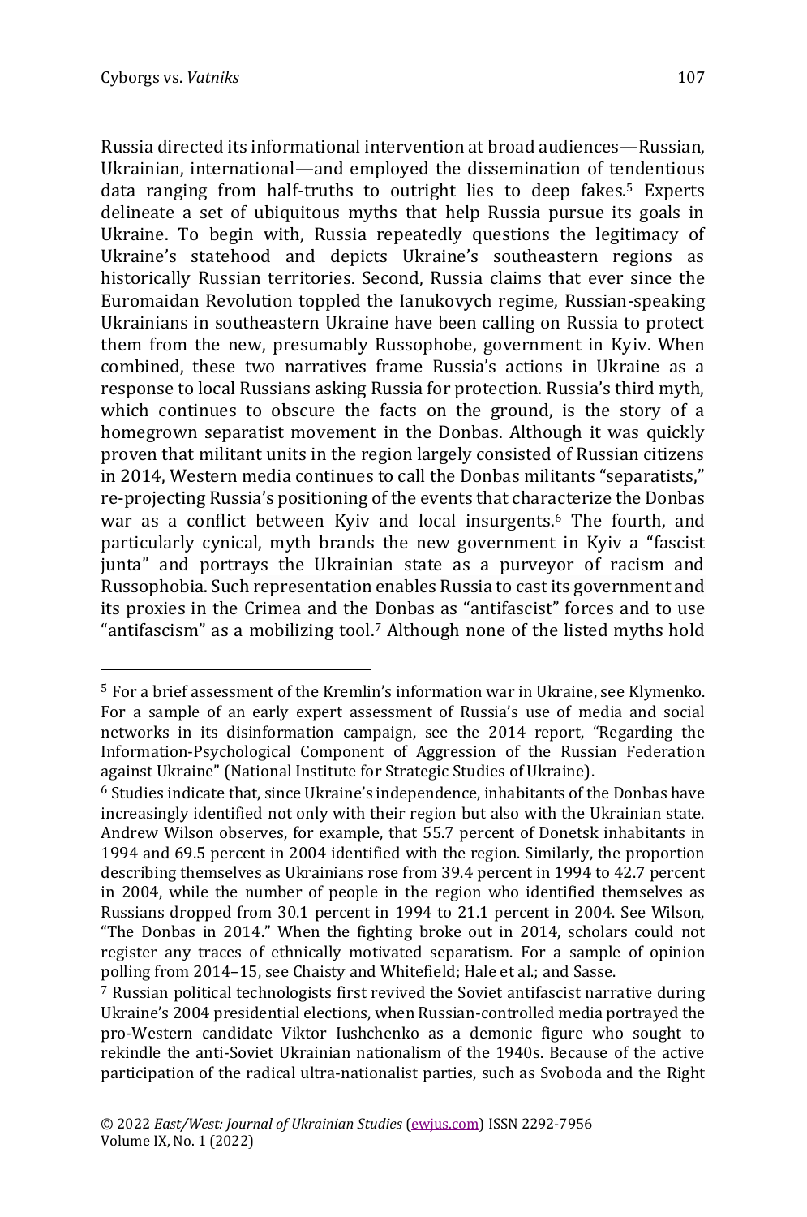Russia directed its informational intervention at broad audiences—Russian, Ukrainian, international—and employed the dissemination of tendentious data ranging from half-truths to outright lies to deep fakes.[5] Experts delineate a set of ubiquitous myths that help Russia pursue its goals in Ukraine. To begin with, Russia repeatedly questions the legitimacy of Ukraine's statehood and depicts Ukraine's southeastern regions as historically Russian territories. Second, Russia claims that ever since the Euromaidan Revolution toppled the Ianukovych regime, Russian-speaking Ukrainians in southeastern Ukraine have been calling on Russia to protect them from the new, presumably Russophobe, government in Kyiv. When combined, these two narratives frame Russia's actions in Ukraine as a response to local Russians asking Russia for protection. Russia's third myth, which continues to obscure the facts on the ground, is the story of a homegrown separatist movement in the Donbas. Although it was quickly proven that militant units in the region largely consisted of Russian citizens in 2014, Western media continues to call the Donbas militants "separatists," re-projecting Russia's positioning of the events that characterize the Donbas war as a conflict between Kyiv and local insurgents.[6] The fourth, and particularly cynical, myth brands the new government in Kyiv a "fascist junta" and portrays the Ukrainian state as a purveyor of racism and Russophobia. Such representation enables Russia to cast its government and its proxies in the Crimea and the Donbas as "antifascist" forces and to use "antifascism" as a mobilizing tool.[7] Although none of the listed myths hold

---

[5] For a brief assessment of the Kremlin's information war in Ukraine, see Klymenko. For a sample of an early expert assessment of Russia's use of media and social networks in its disinformation campaign, see the 2014 report, "Regarding the Information-Psychological Component of Aggression of the Russian Federation against Ukraine" (National Institute for Strategic Studies of Ukraine).

[6] Studies indicate that, since Ukraine's independence, inhabitants of the Donbas have increasingly identified not only with their region but also with the Ukrainian state. Andrew Wilson observes, for example, that 55.7 percent of Donetsk inhabitants in 1994 and 69.5 percent in 2004 identified with the region. Similarly, the proportion describing themselves as Ukrainians rose from 39.4 percent in 1994 to 42.7 percent in 2004, while the number of people in the region who identified themselves as Russians dropped from 30.1 percent in 1994 to 21.1 percent in 2004. See Wilson, "The Donbas in 2014." When the fighting broke out in 2014, scholars could not register any traces of ethnically motivated separatism. For a sample of opinion polling from 2014–15, see Chaisty and Whitefield; Hale et al.; and Sasse.

[7] Russian political technologists first revived the Soviet antifascist narrative during Ukraine's 2004 presidential elections, when Russian-controlled media portrayed the pro-Western candidate Viktor Iushchenko as a demonic figure who sought to rekindle the anti-Soviet Ukrainian nationalism of the 1940s. Because of the active participation of the radical ultra-nationalist parties, such as Svoboda and the Right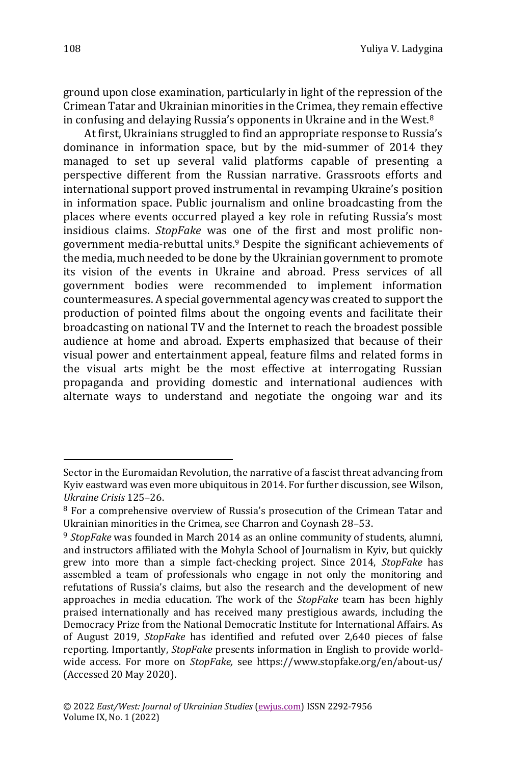ground upon close examination, particularly in light of the repression of the Crimean Tatar and Ukrainian minorities in the Crimea, they remain effective in confusing and delaying Russia's opponents in Ukraine and in the West.[8]

At first, Ukrainians struggled to find an appropriate response to Russia's dominance in information space, but by the mid-summer of 2014 they managed to set up several valid platforms capable of presenting a perspective different from the Russian narrative. Grassroots efforts and international support proved instrumental in revamping Ukraine's position in information space. Public journalism and online broadcasting from the places where events occurred played a key role in refuting Russia's most insidious claims. *StopFake* was one of the first and most prolific non-government media-rebuttal units.[9] Despite the significant achievements of the media, much needed to be done by the Ukrainian government to promote its vision of the events in Ukraine and abroad. Press services of all government bodies were recommended to implement information countermeasures. A special governmental agency was created to support the production of pointed films about the ongoing events and facilitate their broadcasting on national TV and the Internet to reach the broadest possible audience at home and abroad. Experts emphasized that because of their visual power and entertainment appeal, feature films and related forms in the visual arts might be the most effective at interrogating Russian propaganda and providing domestic and international audiences with alternate ways to understand and negotiate the ongoing war and its

---

Sector in the Euromaidan Revolution, the narrative of a fascist threat advancing from Kyiv eastward was even more ubiquitous in 2014. For further discussion, see Wilson, *Ukraine Crisis* 125–26.

[8] For a comprehensive overview of Russia's prosecution of the Crimean Tatar and Ukrainian minorities in the Crimea, see Charron and Coynash 28–53.

[9] *StopFake* was founded in March 2014 as an online community of students, alumni, and instructors affiliated with the Mohyla School of Journalism in Kyiv, but quickly grew into more than a simple fact-checking project. Since 2014, *StopFake* has assembled a team of professionals who engage in not only the monitoring and refutations of Russia's claims, but also the research and the development of new approaches in media education. The work of the *StopFake* team has been highly praised internationally and has received many prestigious awards, including the Democracy Prize from the National Democratic Institute for International Affairs. As of August 2019, *StopFake* has identified and refuted over 2,640 pieces of false reporting. Importantly, *StopFake* presents information in English to provide world-wide access. For more on *StopFake,* see https://www.stopfake.org/en/about-us/ (Accessed 20 May 2020).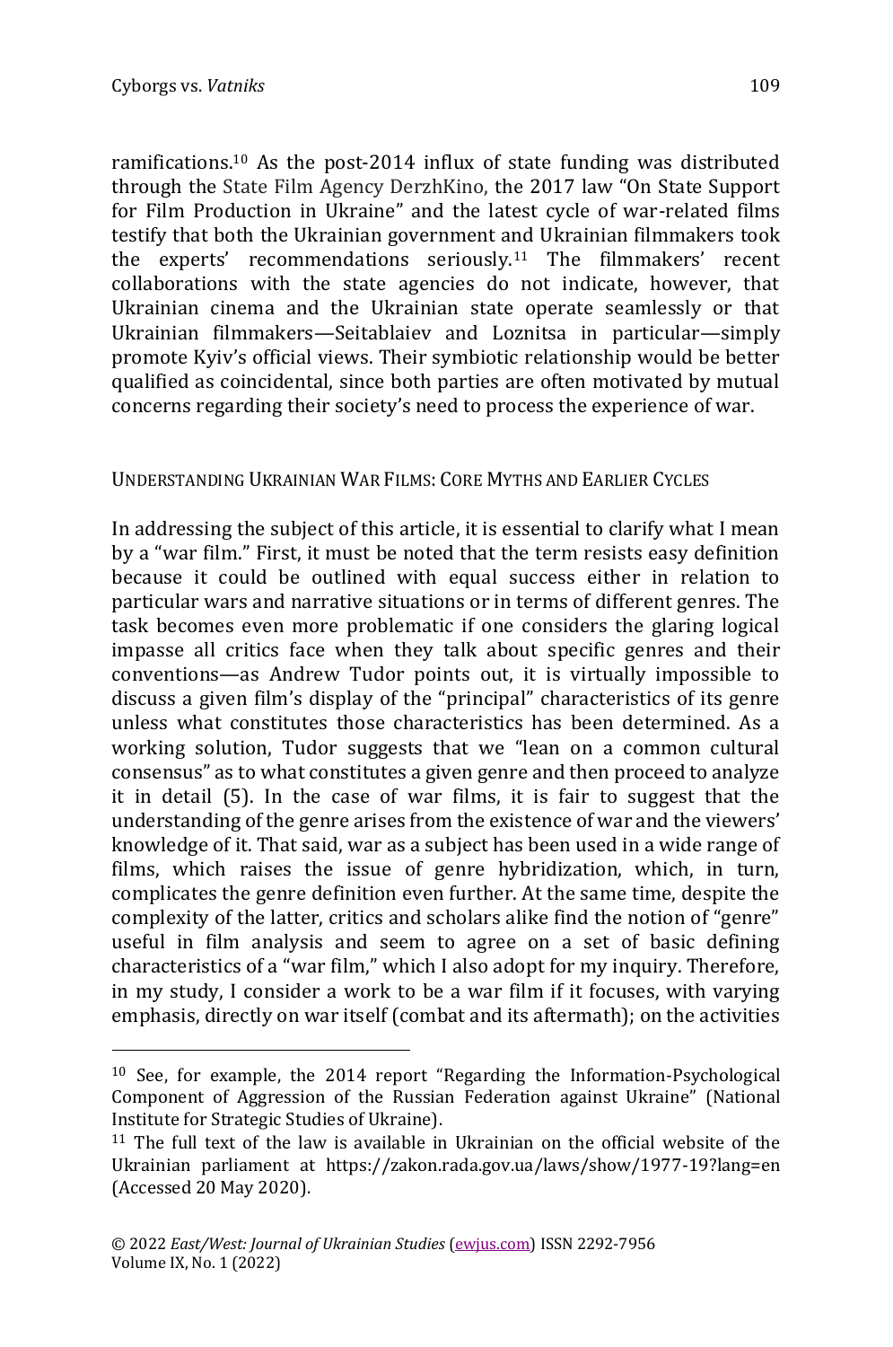ramifications.[10] As the post-2014 influx of state funding was distributed through the State Film Agency DerzhKino, the 2017 law "On State Support for Film Production in Ukraine" and the latest cycle of war-related films testify that both the Ukrainian government and Ukrainian filmmakers took the experts' recommendations seriously.[11] The filmmakers' recent collaborations with the state agencies do not indicate, however, that Ukrainian cinema and the Ukrainian state operate seamlessly or that Ukrainian filmmakers—Seitablaiev and Loznitsa in particular—simply promote Kyiv's official views. Their symbiotic relationship would be better qualified as coincidental, since both parties are often motivated by mutual concerns regarding their society's need to process the experience of war.

## UNDERSTANDING UKRAINIAN WAR FILMS: CORE MYTHS AND EARLIER CYCLES

In addressing the subject of this article, it is essential to clarify what I mean by a "war film." First, it must be noted that the term resists easy definition because it could be outlined with equal success either in relation to particular wars and narrative situations or in terms of different genres. The task becomes even more problematic if one considers the glaring logical impasse all critics face when they talk about specific genres and their conventions—as Andrew Tudor points out, it is virtually impossible to discuss a given film's display of the "principal" characteristics of its genre unless what constitutes those characteristics has been determined. As a working solution, Tudor suggests that we "lean on a common cultural consensus" as to what constitutes a given genre and then proceed to analyze it in detail (5). In the case of war films, it is fair to suggest that the understanding of the genre arises from the existence of war and the viewers' knowledge of it. That said, war as a subject has been used in a wide range of films, which raises the issue of genre hybridization, which, in turn, complicates the genre definition even further. At the same time, despite the complexity of the latter, critics and scholars alike find the notion of "genre" useful in film analysis and seem to agree on a set of basic defining characteristics of a "war film," which I also adopt for my inquiry. Therefore, in my study, I consider a work to be a war film if it focuses, with varying emphasis, directly on war itself (combat and its aftermath); on the activities

---

[10] See, for example, the 2014 report "Regarding the Information-Psychological Component of Aggression of the Russian Federation against Ukraine" (National Institute for Strategic Studies of Ukraine).

[11] The full text of the law is available in Ukrainian on the official website of the Ukrainian parliament at https://zakon.rada.gov.ua/laws/show/1977-19?lang=en (Accessed 20 May 2020).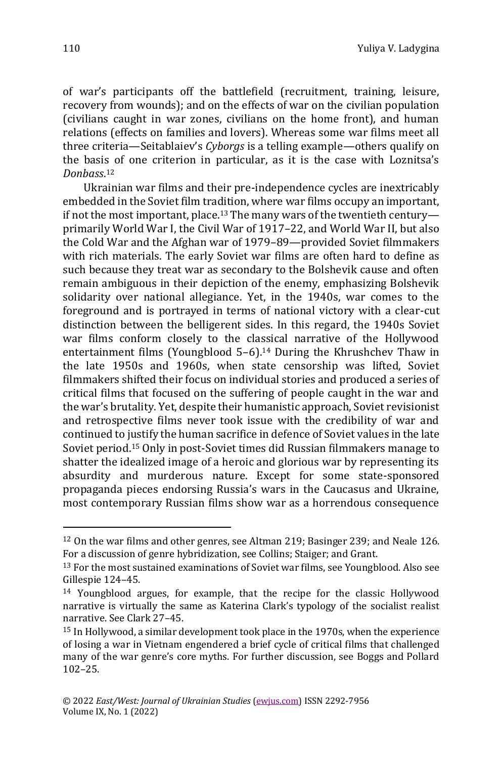of war's participants off the battlefield (recruitment, training, leisure, recovery from wounds); and on the effects of war on the civilian population (civilians caught in war zones, civilians on the home front), and human relations (effects on families and lovers). Whereas some war films meet all three criteria—Seitablaiev's *Cyborgs* is a telling example—others qualify on the basis of one criterion in particular, as it is the case with Loznitsa's *Donbass*.[12]

Ukrainian war films and their pre-independence cycles are inextricably embedded in the Soviet film tradition, where war films occupy an important, if not the most important, place.[13] The many wars of the twentieth century—primarily World War I, the Civil War of 1917–22, and World War II, but also the Cold War and the Afghan war of 1979–89—provided Soviet filmmakers with rich materials. The early Soviet war films are often hard to define as such because they treat war as secondary to the Bolshevik cause and often remain ambiguous in their depiction of the enemy, emphasizing Bolshevik solidarity over national allegiance. Yet, in the 1940s, war comes to the foreground and is portrayed in terms of national victory with a clear-cut distinction between the belligerent sides. In this regard, the 1940s Soviet war films conform closely to the classical narrative of the Hollywood entertainment films (Youngblood 5–6).[14] During the Khrushchev Thaw in the late 1950s and 1960s, when state censorship was lifted, Soviet filmmakers shifted their focus on individual stories and produced a series of critical films that focused on the suffering of people caught in the war and the war's brutality. Yet, despite their humanistic approach, Soviet revisionist and retrospective films never took issue with the credibility of war and continued to justify the human sacrifice in defence of Soviet values in the late Soviet period.[15] Only in post-Soviet times did Russian filmmakers manage to shatter the idealized image of a heroic and glorious war by representing its absurdity and murderous nature. Except for some state-sponsored propaganda pieces endorsing Russia's wars in the Caucasus and Ukraine, most contemporary Russian films show war as a horrendous consequence

---

[12] On the war films and other genres, see Altman 219; Basinger 239; and Neale 126. For a discussion of genre hybridization, see Collins; Staiger; and Grant.

[13] For the most sustained examinations of Soviet war films, see Youngblood. Also see Gillespie 124–45.

[14] Youngblood argues, for example, that the recipe for the classic Hollywood narrative is virtually the same as Katerina Clark's typology of the socialist realist narrative. See Clark 27–45.

[15] In Hollywood, a similar development took place in the 1970s, when the experience of losing a war in Vietnam engendered a brief cycle of critical films that challenged many of the war genre's core myths. For further discussion, see Boggs and Pollard 102–25.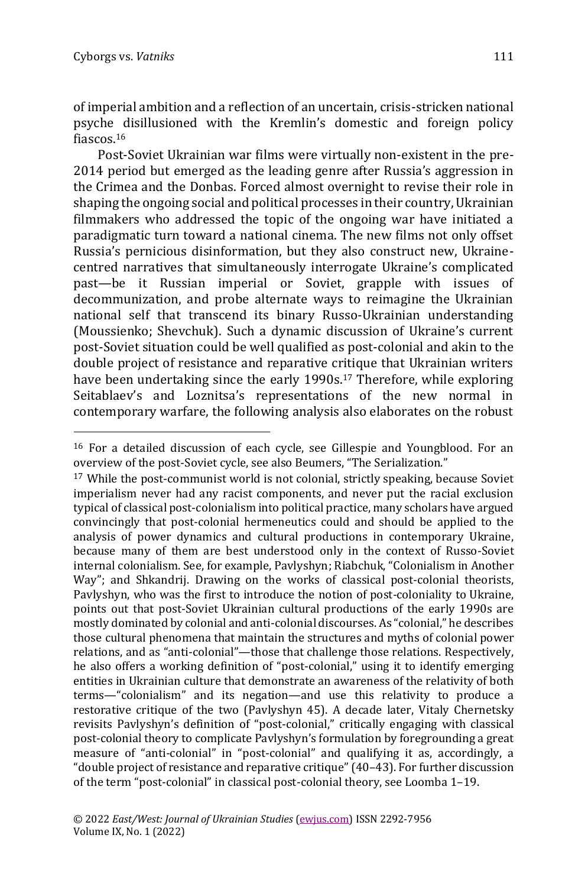of imperial ambition and a reflection of an uncertain, crisis-stricken national psyche disillusioned with the Kremlin's domestic and foreign policy fiascos.[16]

Post-Soviet Ukrainian war films were virtually non-existent in the pre-2014 period but emerged as the leading genre after Russia's aggression in the Crimea and the Donbas. Forced almost overnight to revise their role in shaping the ongoing social and political processes in their country, Ukrainian filmmakers who addressed the topic of the ongoing war have initiated a paradigmatic turn toward a national cinema. The new films not only offset Russia's pernicious disinformation, but they also construct new, Ukraine-centred narratives that simultaneously interrogate Ukraine's complicated past—be it Russian imperial or Soviet, grapple with issues of decommunization, and probe alternate ways to reimagine the Ukrainian national self that transcend its binary Russo-Ukrainian understanding (Moussienko; Shevchuk). Such a dynamic discussion of Ukraine's current post-Soviet situation could be well qualified as post-colonial and akin to the double project of resistance and reparative critique that Ukrainian writers have been undertaking since the early 1990s.[17] Therefore, while exploring Seitablaev's and Loznitsa's representations of the new normal in contemporary warfare, the following analysis also elaborates on the robust

---

[16] For a detailed discussion of each cycle, see Gillespie and Youngblood. For an overview of the post-Soviet cycle, see also Beumers, "The Serialization."

[17] While the post-communist world is not colonial, strictly speaking, because Soviet imperialism never had any racist components, and never put the racial exclusion typical of classical post-colonialism into political practice, many scholars have argued convincingly that post-colonial hermeneutics could and should be applied to the analysis of power dynamics and cultural productions in contemporary Ukraine, because many of them are best understood only in the context of Russo-Soviet internal colonialism. See, for example, Pavlyshyn; Riabchuk, "Colonialism in Another Way"; and Shkandrij. Drawing on the works of classical post-colonial theorists, Pavlyshyn, who was the first to introduce the notion of post-coloniality to Ukraine, points out that post-Soviet Ukrainian cultural productions of the early 1990s are mostly dominated by colonial and anti-colonial discourses. As "colonial," he describes those cultural phenomena that maintain the structures and myths of colonial power relations, and as "anti-colonial"—those that challenge those relations. Respectively, he also offers a working definition of "post-colonial," using it to identify emerging entities in Ukrainian culture that demonstrate an awareness of the relativity of both terms—"colonialism" and its negation—and use this relativity to produce a restorative critique of the two (Pavlyshyn 45). A decade later, Vitaly Chernetsky revisits Pavlyshyn's definition of "post-colonial," critically engaging with classical post-colonial theory to complicate Pavlyshyn's formulation by foregrounding a great measure of "anti-colonial" in "post-colonial" and qualifying it as, accordingly, a "double project of resistance and reparative critique" (40–43). For further discussion of the term "post-colonial" in classical post-colonial theory, see Loomba 1–19.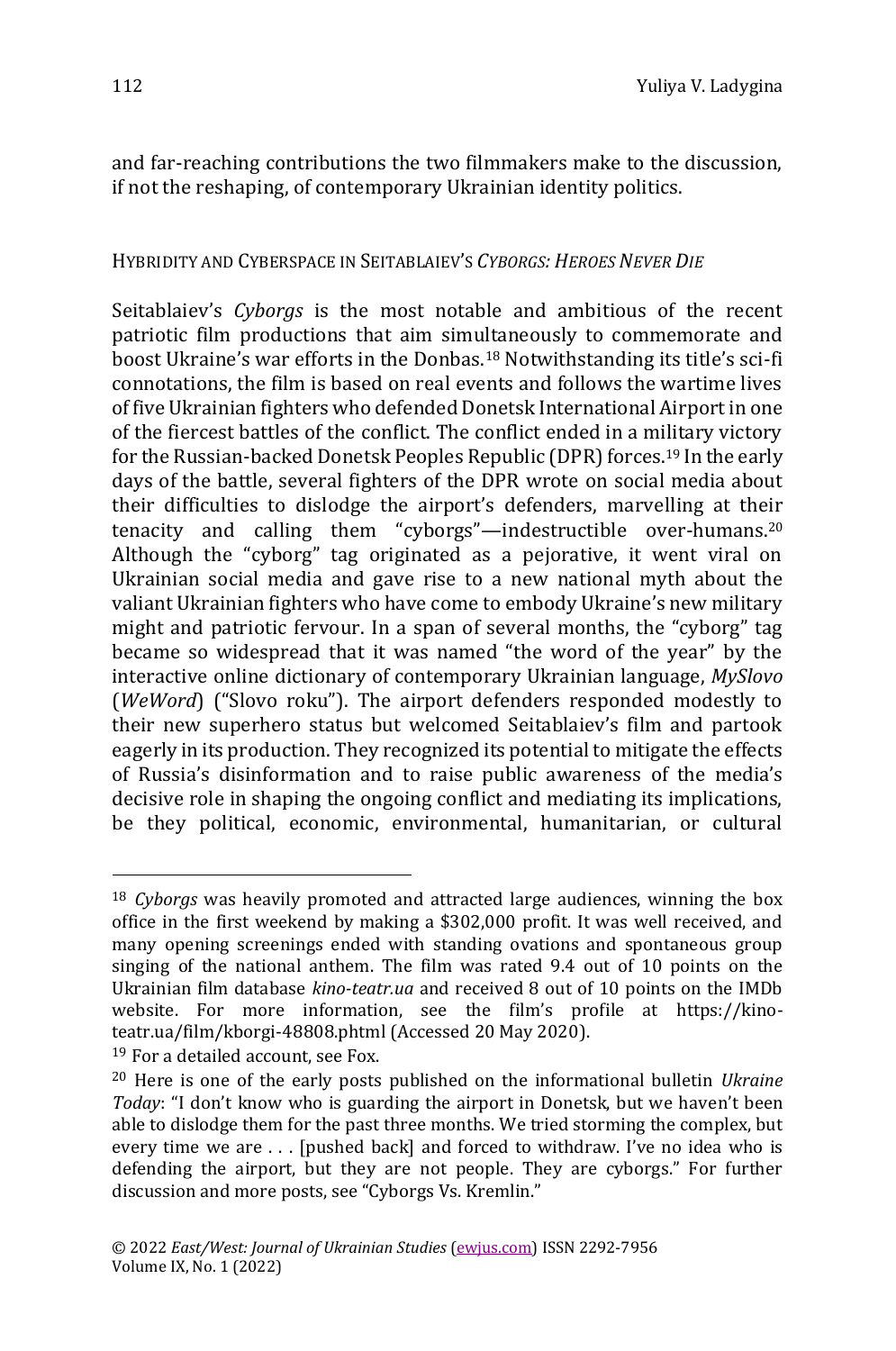and far-reaching contributions the two filmmakers make to the discussion, if not the reshaping, of contemporary Ukrainian identity politics.

## Hybridity and Cyberspace in Seitablaiev's *Cyborgs: Heroes Never Die*

Seitablaiev's *Cyborgs* is the most notable and ambitious of the recent patriotic film productions that aim simultaneously to commemorate and boost Ukraine's war efforts in the Donbas.[18] Notwithstanding its title's sci-fi connotations, the film is based on real events and follows the wartime lives of five Ukrainian fighters who defended Donetsk International Airport in one of the fiercest battles of the conflict. The conflict ended in a military victory for the Russian-backed Donetsk Peoples Republic (DPR) forces.[19] In the early days of the battle, several fighters of the DPR wrote on social media about their difficulties to dislodge the airport's defenders, marvelling at their tenacity and calling them "cyborgs"—indestructible over-humans.[20] Although the "cyborg" tag originated as a pejorative, it went viral on Ukrainian social media and gave rise to a new national myth about the valiant Ukrainian fighters who have come to embody Ukraine's new military might and patriotic fervour. In a span of several months, the "cyborg" tag became so widespread that it was named "the word of the year" by the interactive online dictionary of contemporary Ukrainian language, *MySlovo* (*WeWord*) ("Slovo roku"). The airport defenders responded modestly to their new superhero status but welcomed Seitablaiev's film and partook eagerly in its production. They recognized its potential to mitigate the effects of Russia's disinformation and to raise public awareness of the media's decisive role in shaping the ongoing conflict and mediating its implications, be they political, economic, environmental, humanitarian, or cultural

---

[18] *Cyborgs* was heavily promoted and attracted large audiences, winning the box office in the first weekend by making a $302,000 profit. It was well received, and many opening screenings ended with standing ovations and spontaneous group singing of the national anthem. The film was rated 9.4 out of 10 points on the Ukrainian film database *kino-teatr.ua* and received 8 out of 10 points on the IMDb website. For more information, see the film's profile at https://kino-teatr.ua/film/kborgi-48808.phtml (Accessed 20 May 2020).

[19] For a detailed account, see Fox.

[20] Here is one of the early posts published on the informational bulletin *Ukraine Today*: "I don't know who is guarding the airport in Donetsk, but we haven't been able to dislodge them for the past three months. We tried storming the complex, but every time we are . . . [pushed back] and forced to withdraw. I've no idea who is defending the airport, but they are not people. They are cyborgs." For further discussion and more posts, see "Cyborgs Vs. Kremlin."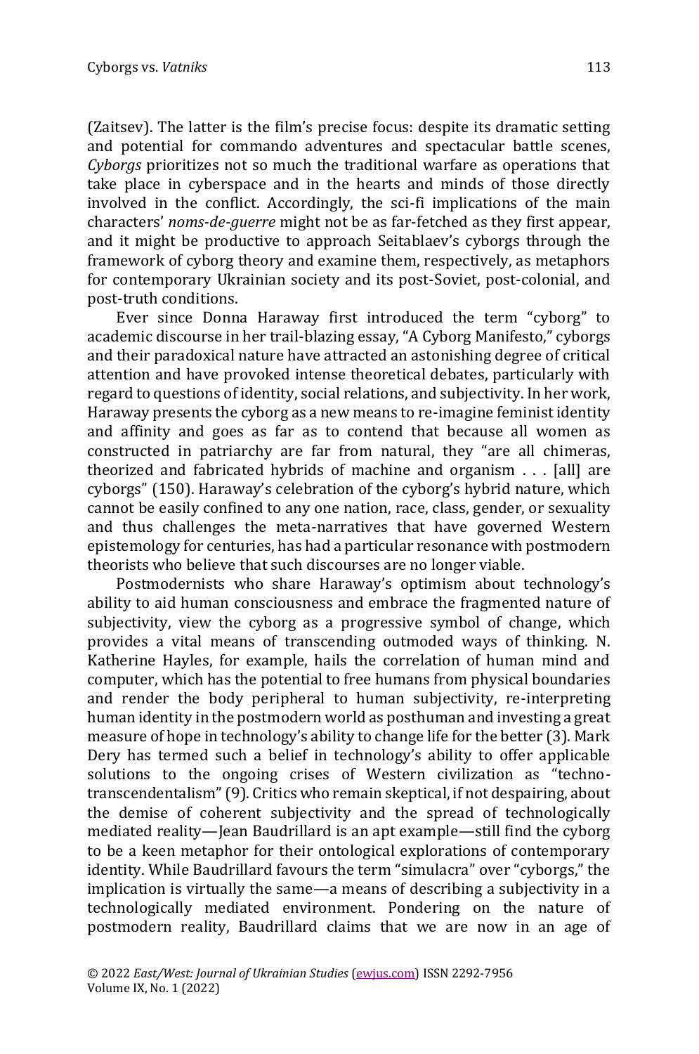(Zaitsev). The latter is the film's precise focus: despite its dramatic setting and potential for commando adventures and spectacular battle scenes, *Cyborgs* prioritizes not so much the traditional warfare as operations that take place in cyberspace and in the hearts and minds of those directly involved in the conflict. Accordingly, the sci-fi implications of the main characters' *noms-de-guerre* might not be as far-fetched as they first appear, and it might be productive to approach Seitablaev's cyborgs through the framework of cyborg theory and examine them, respectively, as metaphors for contemporary Ukrainian society and its post-Soviet, post-colonial, and post-truth conditions.

Ever since Donna Haraway first introduced the term "cyborg" to academic discourse in her trail-blazing essay, "A Cyborg Manifesto," cyborgs and their paradoxical nature have attracted an astonishing degree of critical attention and have provoked intense theoretical debates, particularly with regard to questions of identity, social relations, and subjectivity. In her work, Haraway presents the cyborg as a new means to re-imagine feminist identity and affinity and goes as far as to contend that because all women as constructed in patriarchy are far from natural, they "are all chimeras, theorized and fabricated hybrids of machine and organism . . . [all] are cyborgs" (150). Haraway's celebration of the cyborg's hybrid nature, which cannot be easily confined to any one nation, race, class, gender, or sexuality and thus challenges the meta-narratives that have governed Western epistemology for centuries, has had a particular resonance with postmodern theorists who believe that such discourses are no longer viable.

Postmodernists who share Haraway's optimism about technology's ability to aid human consciousness and embrace the fragmented nature of subjectivity, view the cyborg as a progressive symbol of change, which provides a vital means of transcending outmoded ways of thinking. N. Katherine Hayles, for example, hails the correlation of human mind and computer, which has the potential to free humans from physical boundaries and render the body peripheral to human subjectivity, re-interpreting human identity in the postmodern world as posthuman and investing a great measure of hope in technology's ability to change life for the better (3). Mark Dery has termed such a belief in technology's ability to offer applicable solutions to the ongoing crises of Western civilization as "techno-transcendentalism" (9). Critics who remain skeptical, if not despairing, about the demise of coherent subjectivity and the spread of technologically mediated reality—Jean Baudrillard is an apt example—still find the cyborg to be a keen metaphor for their ontological explorations of contemporary identity. While Baudrillard favours the term "simulacra" over "cyborgs," the implication is virtually the same—a means of describing a subjectivity in a technologically mediated environment. Pondering on the nature of postmodern reality, Baudrillard claims that we are now in an age of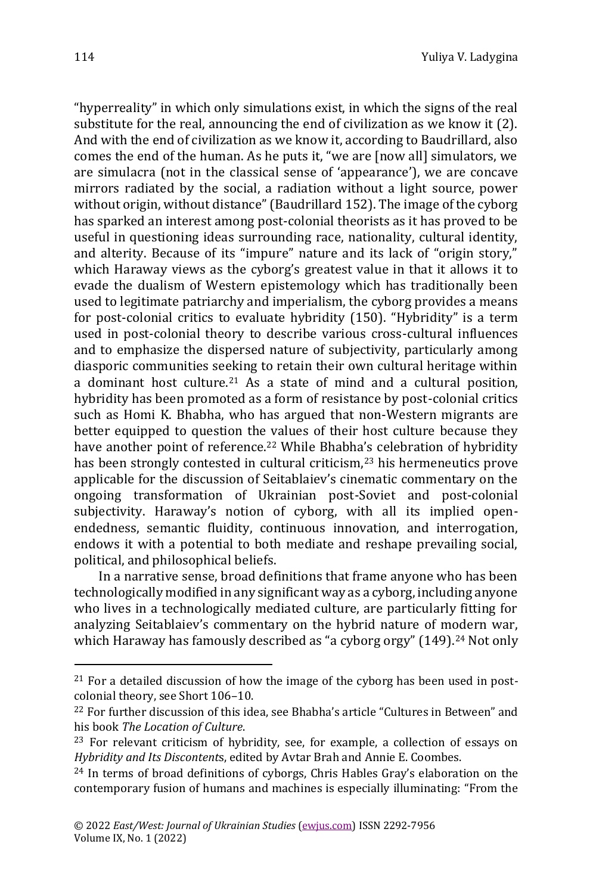"hyperreality" in which only simulations exist, in which the signs of the real substitute for the real, announcing the end of civilization as we know it (2). And with the end of civilization as we know it, according to Baudrillard, also comes the end of the human. As he puts it, "we are [now all] simulators, we are simulacra (not in the classical sense of 'appearance'), we are concave mirrors radiated by the social, a radiation without a light source, power without origin, without distance" (Baudrillard 152). The image of the cyborg has sparked an interest among post-colonial theorists as it has proved to be useful in questioning ideas surrounding race, nationality, cultural identity, and alterity. Because of its "impure" nature and its lack of "origin story," which Haraway views as the cyborg's greatest value in that it allows it to evade the dualism of Western epistemology which has traditionally been used to legitimate patriarchy and imperialism, the cyborg provides a means for post-colonial critics to evaluate hybridity (150). "Hybridity" is a term used in post-colonial theory to describe various cross-cultural influences and to emphasize the dispersed nature of subjectivity, particularly among diasporic communities seeking to retain their own cultural heritage within a dominant host culture.[21] As a state of mind and a cultural position, hybridity has been promoted as a form of resistance by post-colonial critics such as Homi K. Bhabha, who has argued that non-Western migrants are better equipped to question the values of their host culture because they have another point of reference.[22] While Bhabha's celebration of hybridity has been strongly contested in cultural criticism,[23] his hermeneutics prove applicable for the discussion of Seitablaiev's cinematic commentary on the ongoing transformation of Ukrainian post-Soviet and post-colonial subjectivity. Haraway's notion of cyborg, with all its implied open-endedness, semantic fluidity, continuous innovation, and interrogation, endows it with a potential to both mediate and reshape prevailing social, political, and philosophical beliefs.

In a narrative sense, broad definitions that frame anyone who has been technologically modified in any significant way as a cyborg, including anyone who lives in a technologically mediated culture, are particularly fitting for analyzing Seitablaiev's commentary on the hybrid nature of modern war, which Haraway has famously described as "a cyborg orgy" (149).[24] Not only

---

[21] For a detailed discussion of how the image of the cyborg has been used in post-colonial theory, see Short 106–10.

[22] For further discussion of this idea, see Bhabha's article "Cultures in Between" and his book *The Location of Culture*.

[23] For relevant criticism of hybridity, see, for example, a collection of essays on *Hybridity and Its Discontents*, edited by Avtar Brah and Annie E. Coombes.

[24] In terms of broad definitions of cyborgs, Chris Hables Gray's elaboration on the contemporary fusion of humans and machines is especially illuminating: "From the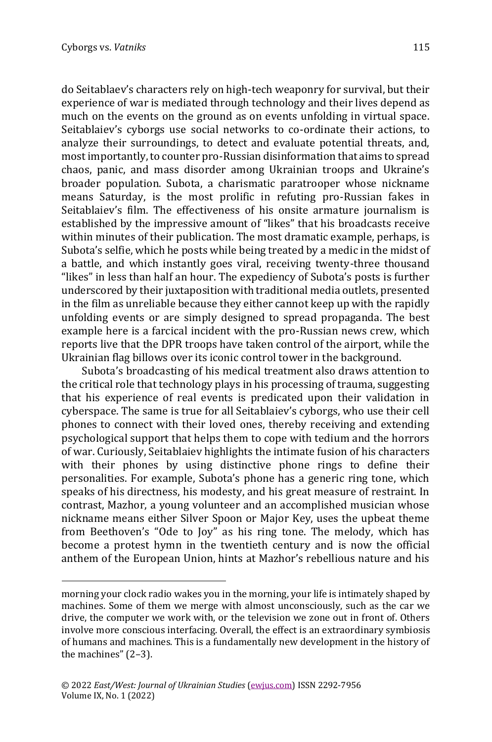do Seitablaev's characters rely on high-tech weaponry for survival, but their experience of war is mediated through technology and their lives depend as much on the events on the ground as on events unfolding in virtual space. Seitablaiev's cyborgs use social networks to co-ordinate their actions, to analyze their surroundings, to detect and evaluate potential threats, and, most importantly, to counter pro-Russian disinformation that aims to spread chaos, panic, and mass disorder among Ukrainian troops and Ukraine's broader population. Subota, a charismatic paratrooper whose nickname means Saturday, is the most prolific in refuting pro-Russian fakes in Seitablaiev's film. The effectiveness of his onsite armature journalism is established by the impressive amount of "likes" that his broadcasts receive within minutes of their publication. The most dramatic example, perhaps, is Subota's selfie, which he posts while being treated by a medic in the midst of a battle, and which instantly goes viral, receiving twenty-three thousand "likes" in less than half an hour. The expediency of Subota's posts is further underscored by their juxtaposition with traditional media outlets, presented in the film as unreliable because they either cannot keep up with the rapidly unfolding events or are simply designed to spread propaganda. The best example here is a farcical incident with the pro-Russian news crew, which reports live that the DPR troops have taken control of the airport, while the Ukrainian flag billows over its iconic control tower in the background.

Subota's broadcasting of his medical treatment also draws attention to the critical role that technology plays in his processing of trauma, suggesting that his experience of real events is predicated upon their validation in cyberspace. The same is true for all Seitablaiev's cyborgs, who use their cell phones to connect with their loved ones, thereby receiving and extending psychological support that helps them to cope with tedium and the horrors of war. Curiously, Seitablaiev highlights the intimate fusion of his characters with their phones by using distinctive phone rings to define their personalities. For example, Subota's phone has a generic ring tone, which speaks of his directness, his modesty, and his great measure of restraint. In contrast, Mazhor, a young volunteer and an accomplished musician whose nickname means either Silver Spoon or Major Key, uses the upbeat theme from Beethoven's "Ode to Joy" as his ring tone. The melody, which has become a protest hymn in the twentieth century and is now the official anthem of the European Union, hints at Mazhor's rebellious nature and his

---

morning your clock radio wakes you in the morning, your life is intimately shaped by machines. Some of them we merge with almost unconsciously, such as the car we drive, the computer we work with, or the television we zone out in front of. Others involve more conscious interfacing. Overall, the effect is an extraordinary symbiosis of humans and machines. This is a fundamentally new development in the history of the machines" (2–3).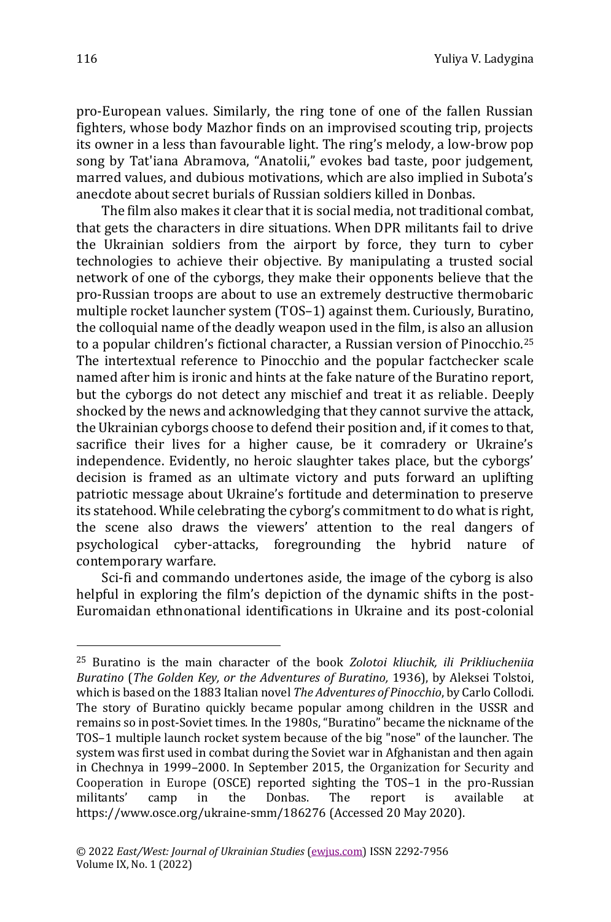pro-European values. Similarly, the ring tone of one of the fallen Russian fighters, whose body Mazhor finds on an improvised scouting trip, projects its owner in a less than favourable light. The ring's melody, a low-brow pop song by Tat'iana Abramova, "Anatolii," evokes bad taste, poor judgement, marred values, and dubious motivations, which are also implied in Subota's anecdote about secret burials of Russian soldiers killed in Donbas.

The film also makes it clear that it is social media, not traditional combat, that gets the characters in dire situations. When DPR militants fail to drive the Ukrainian soldiers from the airport by force, they turn to cyber technologies to achieve their objective. By manipulating a trusted social network of one of the cyborgs, they make their opponents believe that the pro-Russian troops are about to use an extremely destructive thermobaric multiple rocket launcher system (TOS–1) against them. Curiously, Buratino, the colloquial name of the deadly weapon used in the film, is also an allusion to a popular children's fictional character, a Russian version of Pinocchio.[25] The intertextual reference to Pinocchio and the popular factchecker scale named after him is ironic and hints at the fake nature of the Buratino report, but the cyborgs do not detect any mischief and treat it as reliable. Deeply shocked by the news and acknowledging that they cannot survive the attack, the Ukrainian cyborgs choose to defend their position and, if it comes to that, sacrifice their lives for a higher cause, be it comradery or Ukraine's independence. Evidently, no heroic slaughter takes place, but the cyborgs' decision is framed as an ultimate victory and puts forward an uplifting patriotic message about Ukraine's fortitude and determination to preserve its statehood. While celebrating the cyborg's commitment to do what is right, the scene also draws the viewers' attention to the real dangers of psychological cyber-attacks, foregrounding the hybrid nature of contemporary warfare.

Sci-fi and commando undertones aside, the image of the cyborg is also helpful in exploring the film's depiction of the dynamic shifts in the post-Euromaidan ethnonational identifications in Ukraine and its post-colonial

---

[25] Buratino is the main character of the book *Zolotoi kliuchik, ili Prikliucheniia Buratino* (*The Golden Key, or the Adventures of Buratino,* 1936), by Aleksei Tolstoi, which is based on the 1883 Italian novel *The Adventures of Pinocchio*, by Carlo Collodi. The story of Buratino quickly became popular among children in the USSR and remains so in post-Soviet times. In the 1980s, "Buratino" became the nickname of the TOS–1 multiple launch rocket system because of the big "nose" of the launcher. The system was first used in combat during the Soviet war in Afghanistan and then again in Chechnya in 1999–2000. In September 2015, the Organization for Security and Cooperation in Europe (OSCE) reported sighting the TOS–1 in the pro-Russian militants' camp in the Donbas. The report is available at https://www.osce.org/ukraine-smm/186276 (Accessed 20 May 2020).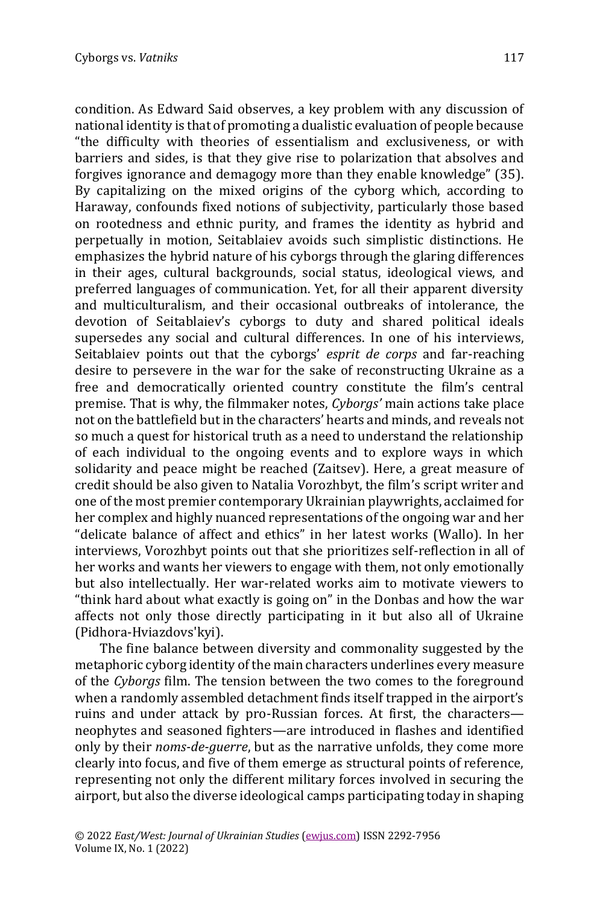condition. As Edward Said observes, a key problem with any discussion of national identity is that of promoting a dualistic evaluation of people because "the difficulty with theories of essentialism and exclusiveness, or with barriers and sides, is that they give rise to polarization that absolves and forgives ignorance and demagogy more than they enable knowledge" (35). By capitalizing on the mixed origins of the cyborg which, according to Haraway, confounds fixed notions of subjectivity, particularly those based on rootedness and ethnic purity, and frames the identity as hybrid and perpetually in motion, Seitablaiev avoids such simplistic distinctions. He emphasizes the hybrid nature of his cyborgs through the glaring differences in their ages, cultural backgrounds, social status, ideological views, and preferred languages of communication. Yet, for all their apparent diversity and multiculturalism, and their occasional outbreaks of intolerance, the devotion of Seitablaiev's cyborgs to duty and shared political ideals supersedes any social and cultural differences. In one of his interviews, Seitablaiev points out that the cyborgs' *esprit de corps* and far-reaching desire to persevere in the war for the sake of reconstructing Ukraine as a free and democratically oriented country constitute the film's central premise. That is why, the filmmaker notes, *Cyborgs'* main actions take place not on the battlefield but in the characters' hearts and minds, and reveals not so much a quest for historical truth as a need to understand the relationship of each individual to the ongoing events and to explore ways in which solidarity and peace might be reached (Zaitsev). Here, a great measure of credit should be also given to Natalia Vorozhbyt, the film's script writer and one of the most premier contemporary Ukrainian playwrights, acclaimed for her complex and highly nuanced representations of the ongoing war and her "delicate balance of affect and ethics" in her latest works (Wallo). In her interviews, Vorozhbyt points out that she prioritizes self-reflection in all of her works and wants her viewers to engage with them, not only emotionally but also intellectually. Her war-related works aim to motivate viewers to "think hard about what exactly is going on" in the Donbas and how the war affects not only those directly participating in it but also all of Ukraine (Pidhora-Hviazdovs'kyi).

The fine balance between diversity and commonality suggested by the metaphoric cyborg identity of the main characters underlines every measure of the *Cyborgs* film. The tension between the two comes to the foreground when a randomly assembled detachment finds itself trapped in the airport's ruins and under attack by pro-Russian forces. At first, the characters—neophytes and seasoned fighters—are introduced in flashes and identified only by their *noms-de-guerre*, but as the narrative unfolds, they come more clearly into focus, and five of them emerge as structural points of reference, representing not only the different military forces involved in securing the airport, but also the diverse ideological camps participating today in shaping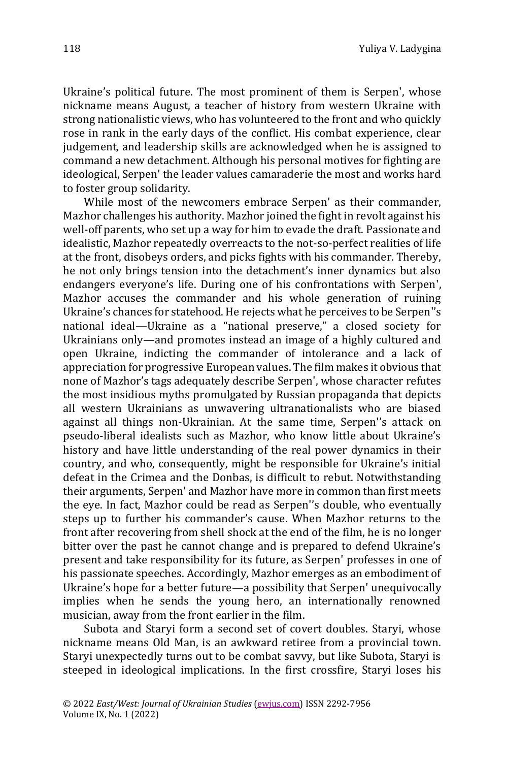Ukraine's political future. The most prominent of them is Serpen', whose nickname means August, a teacher of history from western Ukraine with strong nationalistic views, who has volunteered to the front and who quickly rose in rank in the early days of the conflict. His combat experience, clear judgement, and leadership skills are acknowledged when he is assigned to command a new detachment. Although his personal motives for fighting are ideological, Serpen' the leader values camaraderie the most and works hard to foster group solidarity.

While most of the newcomers embrace Serpen' as their commander, Mazhor challenges his authority. Mazhor joined the fight in revolt against his well-off parents, who set up a way for him to evade the draft. Passionate and idealistic, Mazhor repeatedly overreacts to the not-so-perfect realities of life at the front, disobeys orders, and picks fights with his commander. Thereby, he not only brings tension into the detachment's inner dynamics but also endangers everyone's life. During one of his confrontations with Serpen', Mazhor accuses the commander and his whole generation of ruining Ukraine's chances for statehood. He rejects what he perceives to be Serpen''s national ideal—Ukraine as a "national preserve," a closed society for Ukrainians only—and promotes instead an image of a highly cultured and open Ukraine, indicting the commander of intolerance and a lack of appreciation for progressive European values. The film makes it obvious that none of Mazhor's tags adequately describe Serpen', whose character refutes the most insidious myths promulgated by Russian propaganda that depicts all western Ukrainians as unwavering ultranationalists who are biased against all things non-Ukrainian. At the same time, Serpen''s attack on pseudo-liberal idealists such as Mazhor, who know little about Ukraine's history and have little understanding of the real power dynamics in their country, and who, consequently, might be responsible for Ukraine's initial defeat in the Crimea and the Donbas, is difficult to rebut. Notwithstanding their arguments, Serpen' and Mazhor have more in common than first meets the eye. In fact, Mazhor could be read as Serpen''s double, who eventually steps up to further his commander's cause. When Mazhor returns to the front after recovering from shell shock at the end of the film, he is no longer bitter over the past he cannot change and is prepared to defend Ukraine's present and take responsibility for its future, as Serpen' professes in one of his passionate speeches. Accordingly, Mazhor emerges as an embodiment of Ukraine's hope for a better future—a possibility that Serpen' unequivocally implies when he sends the young hero, an internationally renowned musician, away from the front earlier in the film.

Subota and Staryi form a second set of covert doubles. Staryi, whose nickname means Old Man, is an awkward retiree from a provincial town. Staryi unexpectedly turns out to be combat savvy, but like Subota, Staryi is steeped in ideological implications. In the first crossfire, Staryi loses his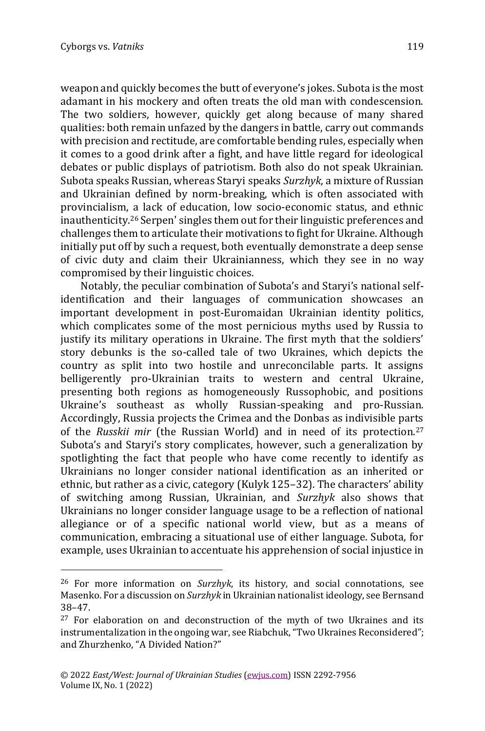weapon and quickly becomes the butt of everyone's jokes. Subota is the most adamant in his mockery and often treats the old man with condescension. The two soldiers, however, quickly get along because of many shared qualities: both remain unfazed by the dangers in battle, carry out commands with precision and rectitude, are comfortable bending rules, especially when it comes to a good drink after a fight, and have little regard for ideological debates or public displays of patriotism. Both also do not speak Ukrainian. Subota speaks Russian, whereas Staryi speaks *Surzhyk*, a mixture of Russian and Ukrainian defined by norm-breaking, which is often associated with provincialism, a lack of education, low socio-economic status, and ethnic inauthenticity.[26] Serpen' singles them out for their linguistic preferences and challenges them to articulate their motivations to fight for Ukraine. Although initially put off by such a request, both eventually demonstrate a deep sense of civic duty and claim their Ukrainianness, which they see in no way compromised by their linguistic choices.

Notably, the peculiar combination of Subota's and Staryi's national self-identification and their languages of communication showcases an important development in post-Euromaidan Ukrainian identity politics, which complicates some of the most pernicious myths used by Russia to justify its military operations in Ukraine. The first myth that the soldiers' story debunks is the so-called tale of two Ukraines, which depicts the country as split into two hostile and unreconcilable parts. It assigns belligerently pro-Ukrainian traits to western and central Ukraine, presenting both regions as homogeneously Russophobic, and positions Ukraine's southeast as wholly Russian-speaking and pro-Russian. Accordingly, Russia projects the Crimea and the Donbas as indivisible parts of the *Russkii mir* (the Russian World) and in need of its protection.[27] Subota's and Staryi's story complicates, however, such a generalization by spotlighting the fact that people who have come recently to identify as Ukrainians no longer consider national identification as an inherited or ethnic, but rather as a civic, category (Kulyk 125–32). The characters' ability of switching among Russian, Ukrainian, and *Surzhyk* also shows that Ukrainians no longer consider language usage to be a reflection of national allegiance or of a specific national world view, but as a means of communication, embracing a situational use of either language. Subota, for example, uses Ukrainian to accentuate his apprehension of social injustice in

---

[26] For more information on *Surzhyk*, its history, and social connotations, see Masenko. For a discussion on *Surzhyk* in Ukrainian nationalist ideology, see Bernsand 38–47.

[27] For elaboration on and deconstruction of the myth of two Ukraines and its instrumentalization in the ongoing war, see Riabchuk, "Two Ukraines Reconsidered"; and Zhurzhenko, "A Divided Nation?"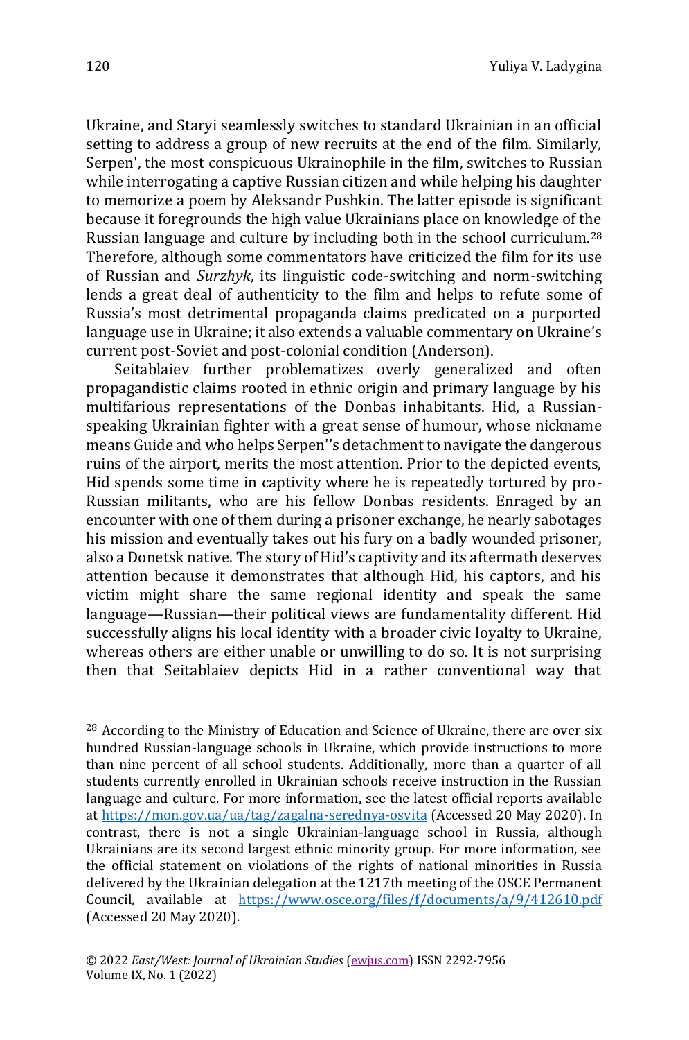Ukraine, and Staryi seamlessly switches to standard Ukrainian in an official setting to address a group of new recruits at the end of the film. Similarly, Serpen', the most conspicuous Ukrainophile in the film, switches to Russian while interrogating a captive Russian citizen and while helping his daughter to memorize a poem by Aleksandr Pushkin. The latter episode is significant because it foregrounds the high value Ukrainians place on knowledge of the Russian language and culture by including both in the school curriculum.[28] Therefore, although some commentators have criticized the film for its use of Russian and *Surzhyk*, its linguistic code-switching and norm-switching lends a great deal of authenticity to the film and helps to refute some of Russia's most detrimental propaganda claims predicated on a purported language use in Ukraine; it also extends a valuable commentary on Ukraine's current post-Soviet and post-colonial condition (Anderson).

Seitablaiev further problematizes overly generalized and often propagandistic claims rooted in ethnic origin and primary language by his multifarious representations of the Donbas inhabitants. Hid, a Russian-speaking Ukrainian fighter with a great sense of humour, whose nickname means Guide and who helps Serpen''s detachment to navigate the dangerous ruins of the airport, merits the most attention. Prior to the depicted events, Hid spends some time in captivity where he is repeatedly tortured by pro-Russian militants, who are his fellow Donbas residents. Enraged by an encounter with one of them during a prisoner exchange, he nearly sabotages his mission and eventually takes out his fury on a badly wounded prisoner, also a Donetsk native. The story of Hid's captivity and its aftermath deserves attention because it demonstrates that although Hid, his captors, and his victim might share the same regional identity and speak the same language—Russian—their political views are fundamentality different. Hid successfully aligns his local identity with a broader civic loyalty to Ukraine, whereas others are either unable or unwilling to do so. It is not surprising then that Seitablaiev depicts Hid in a rather conventional way that

---

[28] According to the Ministry of Education and Science of Ukraine, there are over six hundred Russian-language schools in Ukraine, which provide instructions to more than nine percent of all school students. Additionally, more than a quarter of all students currently enrolled in Ukrainian schools receive instruction in the Russian language and culture. For more information, see the latest official reports available at https://mon.gov.ua/ua/tag/zagalna-serednya-osvita (Accessed 20 May 2020). In contrast, there is not a single Ukrainian-language school in Russia, although Ukrainians are its second largest ethnic minority group. For more information, see the official statement on violations of the rights of national minorities in Russia delivered by the Ukrainian delegation at the 1217th meeting of the OSCE Permanent Council, available at https://www.osce.org/files/f/documents/a/9/412610.pdf (Accessed 20 May 2020).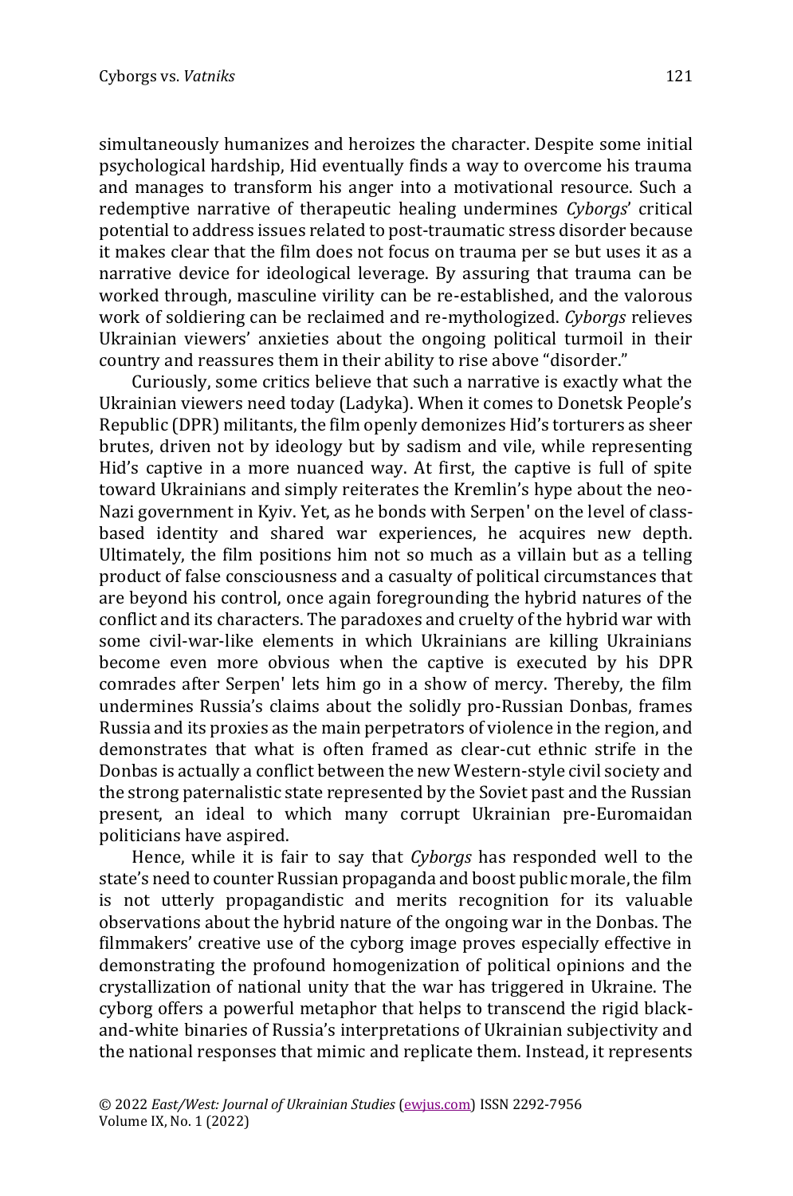simultaneously humanizes and heroizes the character. Despite some initial psychological hardship, Hid eventually finds a way to overcome his trauma and manages to transform his anger into a motivational resource. Such a redemptive narrative of therapeutic healing undermines *Cyborgs*' critical potential to address issues related to post-traumatic stress disorder because it makes clear that the film does not focus on trauma per se but uses it as a narrative device for ideological leverage. By assuring that trauma can be worked through, masculine virility can be re-established, and the valorous work of soldiering can be reclaimed and re-mythologized. *Cyborgs* relieves Ukrainian viewers' anxieties about the ongoing political turmoil in their country and reassures them in their ability to rise above "disorder."

Curiously, some critics believe that such a narrative is exactly what the Ukrainian viewers need today (Ladyka). When it comes to Donetsk People's Republic (DPR) militants, the film openly demonizes Hid's torturers as sheer brutes, driven not by ideology but by sadism and vile, while representing Hid's captive in a more nuanced way. At first, the captive is full of spite toward Ukrainians and simply reiterates the Kremlin's hype about the neo-Nazi government in Kyiv. Yet, as he bonds with Serpen' on the level of class-based identity and shared war experiences, he acquires new depth. Ultimately, the film positions him not so much as a villain but as a telling product of false consciousness and a casualty of political circumstances that are beyond his control, once again foregrounding the hybrid natures of the conflict and its characters. The paradoxes and cruelty of the hybrid war with some civil-war-like elements in which Ukrainians are killing Ukrainians become even more obvious when the captive is executed by his DPR comrades after Serpen' lets him go in a show of mercy. Thereby, the film undermines Russia's claims about the solidly pro-Russian Donbas, frames Russia and its proxies as the main perpetrators of violence in the region, and demonstrates that what is often framed as clear-cut ethnic strife in the Donbas is actually a conflict between the new Western-style civil society and the strong paternalistic state represented by the Soviet past and the Russian present, an ideal to which many corrupt Ukrainian pre-Euromaidan politicians have aspired.

Hence, while it is fair to say that *Cyborgs* has responded well to the state's need to counter Russian propaganda and boost public morale, the film is not utterly propagandistic and merits recognition for its valuable observations about the hybrid nature of the ongoing war in the Donbas. The filmmakers' creative use of the cyborg image proves especially effective in demonstrating the profound homogenization of political opinions and the crystallization of national unity that the war has triggered in Ukraine. The cyborg offers a powerful metaphor that helps to transcend the rigid black-and-white binaries of Russia's interpretations of Ukrainian subjectivity and the national responses that mimic and replicate them. Instead, it represents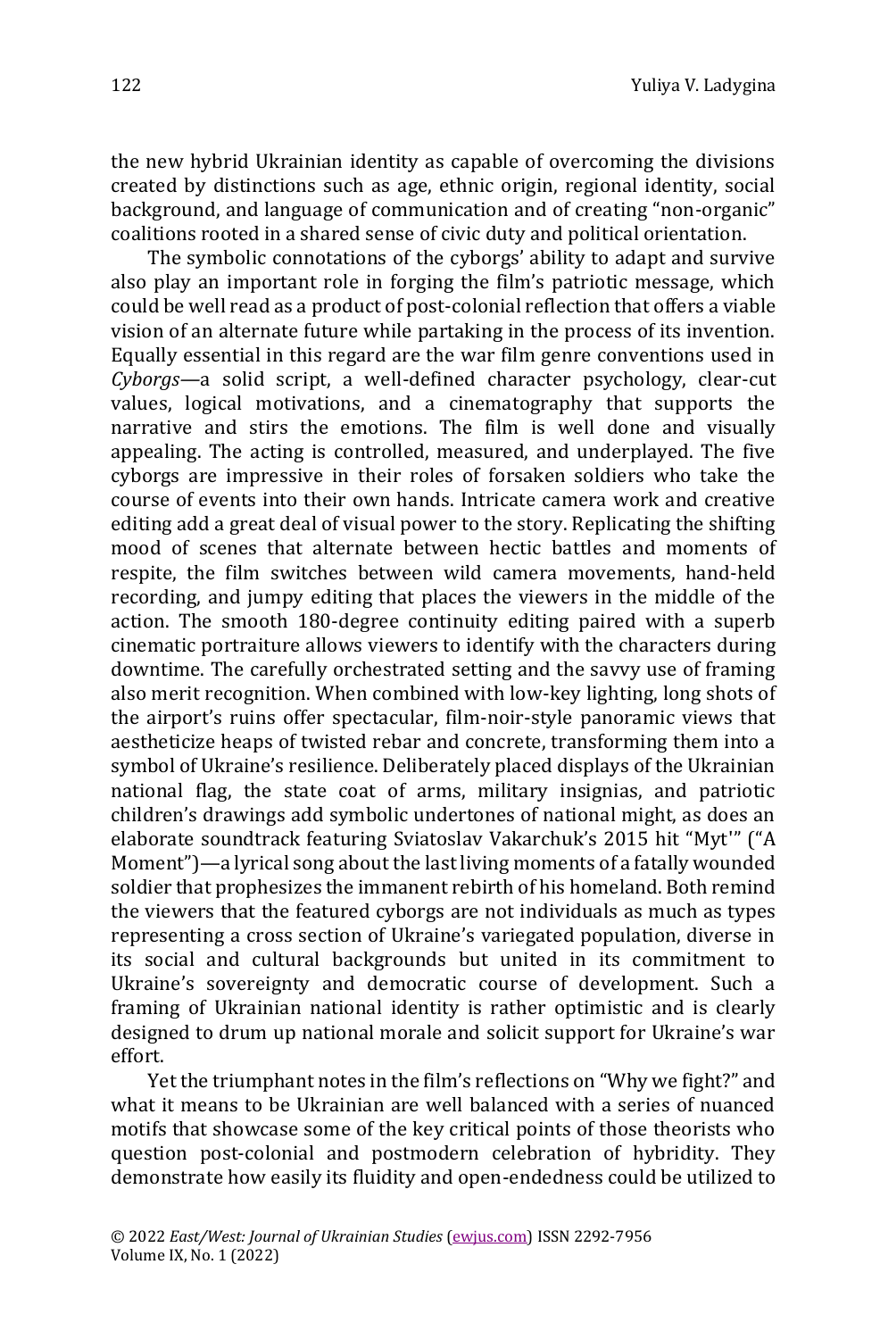the new hybrid Ukrainian identity as capable of overcoming the divisions created by distinctions such as age, ethnic origin, regional identity, social background, and language of communication and of creating "non-organic" coalitions rooted in a shared sense of civic duty and political orientation.

The symbolic connotations of the cyborgs' ability to adapt and survive also play an important role in forging the film's patriotic message, which could be well read as a product of post-colonial reflection that offers a viable vision of an alternate future while partaking in the process of its invention. Equally essential in this regard are the war film genre conventions used in *Cyborgs*—a solid script, a well-defined character psychology, clear-cut values, logical motivations, and a cinematography that supports the narrative and stirs the emotions. The film is well done and visually appealing. The acting is controlled, measured, and underplayed. The five cyborgs are impressive in their roles of forsaken soldiers who take the course of events into their own hands. Intricate camera work and creative editing add a great deal of visual power to the story. Replicating the shifting mood of scenes that alternate between hectic battles and moments of respite, the film switches between wild camera movements, hand-held recording, and jumpy editing that places the viewers in the middle of the action. The smooth 180-degree continuity editing paired with a superb cinematic portraiture allows viewers to identify with the characters during downtime. The carefully orchestrated setting and the savvy use of framing also merit recognition. When combined with low-key lighting, long shots of the airport's ruins offer spectacular, film-noir-style panoramic views that aestheticize heaps of twisted rebar and concrete, transforming them into a symbol of Ukraine's resilience. Deliberately placed displays of the Ukrainian national flag, the state coat of arms, military insignias, and patriotic children's drawings add symbolic undertones of national might, as does an elaborate soundtrack featuring Sviatoslav Vakarchuk's 2015 hit "Myt'" ("A Moment")—a lyrical song about the last living moments of a fatally wounded soldier that prophesizes the immanent rebirth of his homeland. Both remind the viewers that the featured cyborgs are not individuals as much as types representing a cross section of Ukraine's variegated population, diverse in its social and cultural backgrounds but united in its commitment to Ukraine's sovereignty and democratic course of development. Such a framing of Ukrainian national identity is rather optimistic and is clearly designed to drum up national morale and solicit support for Ukraine's war effort.

Yet the triumphant notes in the film's reflections on "Why we fight?" and what it means to be Ukrainian are well balanced with a series of nuanced motifs that showcase some of the key critical points of those theorists who question post-colonial and postmodern celebration of hybridity. They demonstrate how easily its fluidity and open-endedness could be utilized to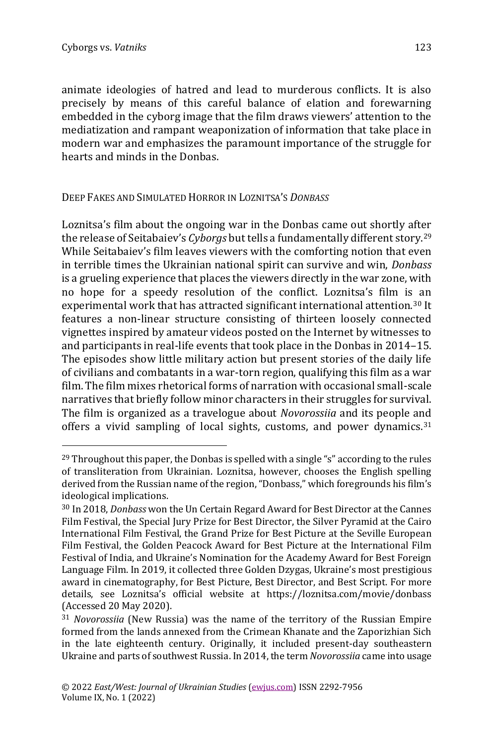animate ideologies of hatred and lead to murderous conflicts. It is also precisely by means of this careful balance of elation and forewarning embedded in the cyborg image that the film draws viewers' attention to the mediatization and rampant weaponization of information that take place in modern war and emphasizes the paramount importance of the struggle for hearts and minds in the Donbas.

## Deep Fakes and Simulated Horror in Loznitsa's *Donbass*

Loznitsa's film about the ongoing war in the Donbas came out shortly after the release of Seitabaiev's *Cyborgs* but tells a fundamentally different story.[29] While Seitabaiev's film leaves viewers with the comforting notion that even in terrible times the Ukrainian national spirit can survive and win, *Donbass* is a grueling experience that places the viewers directly in the war zone, with no hope for a speedy resolution of the conflict. Loznitsa's film is an experimental work that has attracted significant international attention.[30] It features a non-linear structure consisting of thirteen loosely connected vignettes inspired by amateur videos posted on the Internet by witnesses to and participants in real-life events that took place in the Donbas in 2014–15. The episodes show little military action but present stories of the daily life of civilians and combatants in a war-torn region, qualifying this film as a war film. The film mixes rhetorical forms of narration with occasional small-scale narratives that briefly follow minor characters in their struggles for survival. The film is organized as a travelogue about *Novorossiia* and its people and offers a vivid sampling of local sights, customs, and power dynamics.[31]

---

[29] Throughout this paper, the Donbas is spelled with a single "s" according to the rules of transliteration from Ukrainian. Loznitsa, however, chooses the English spelling derived from the Russian name of the region, "Donbass," which foregrounds his film's ideological implications.

[30] In 2018, *Donbass* won the Un Certain Regard Award for Best Director at the Cannes Film Festival, the Special Jury Prize for Best Director, the Silver Pyramid at the Cairo International Film Festival, the Grand Prize for Best Picture at the Seville European Film Festival, the Golden Peacock Award for Best Picture at the International Film Festival of India, and Ukraine's Nomination for the Academy Award for Best Foreign Language Film. In 2019, it collected three Golden Dzygas, Ukraine's most prestigious award in cinematography, for Best Picture, Best Director, and Best Script. For more details, see Loznitsa's official website at https://loznitsa.com/movie/donbass (Accessed 20 May 2020).

[31] *Novorossiia* (New Russia) was the name of the territory of the Russian Empire formed from the lands annexed from the Crimean Khanate and the Zaporizhian Sich in the late eighteenth century. Originally, it included present-day southeastern Ukraine and parts of southwest Russia. In 2014, the term *Novorossiia* came into usage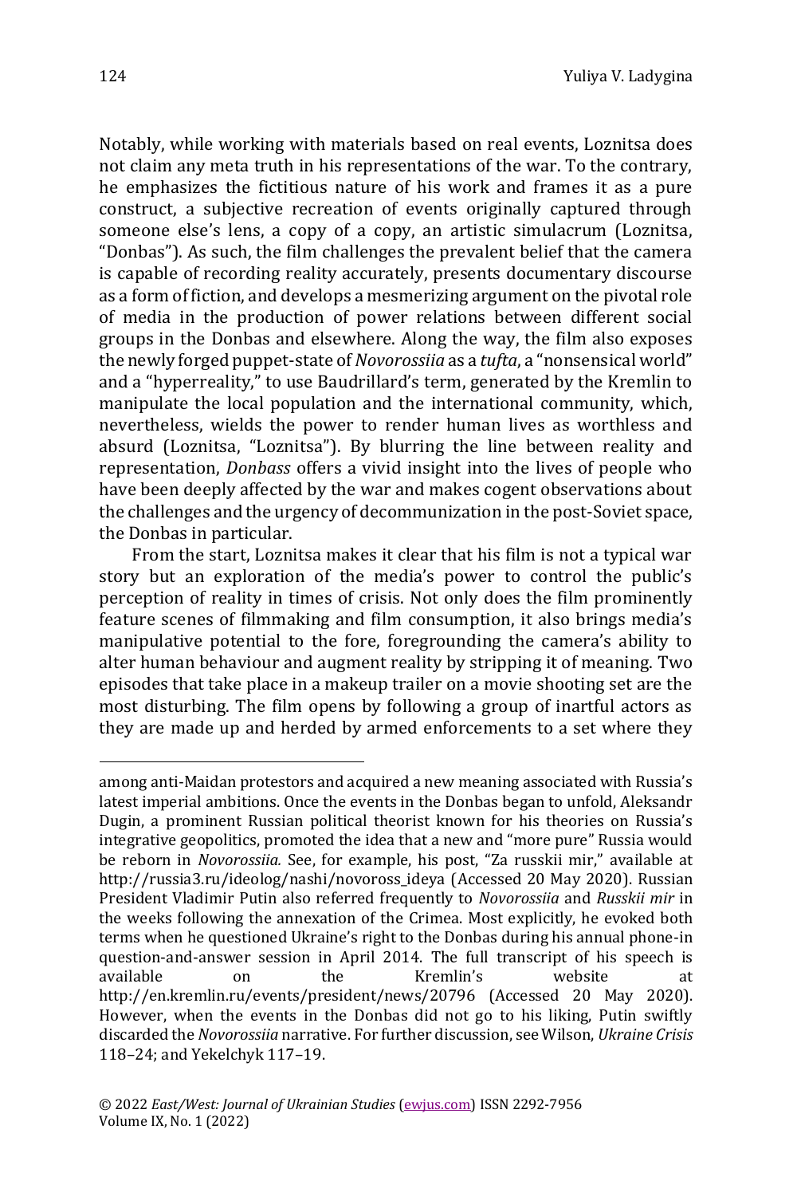Notably, while working with materials based on real events, Loznitsa does not claim any meta truth in his representations of the war. To the contrary, he emphasizes the fictitious nature of his work and frames it as a pure construct, a subjective recreation of events originally captured through someone else's lens, a copy of a copy, an artistic simulacrum (Loznitsa, "Donbas"). As such, the film challenges the prevalent belief that the camera is capable of recording reality accurately, presents documentary discourse as a form of fiction, and develops a mesmerizing argument on the pivotal role of media in the production of power relations between different social groups in the Donbas and elsewhere. Along the way, the film also exposes the newly forged puppet-state of *Novorossiia* as a *tufta*, a "nonsensical world" and a "hyperreality," to use Baudrillard's term, generated by the Kremlin to manipulate the local population and the international community, which, nevertheless, wields the power to render human lives as worthless and absurd (Loznitsa, "Loznitsa"). By blurring the line between reality and representation, *Donbass* offers a vivid insight into the lives of people who have been deeply affected by the war and makes cogent observations about the challenges and the urgency of decommunization in the post-Soviet space, the Donbas in particular.

From the start, Loznitsa makes it clear that his film is not a typical war story but an exploration of the media's power to control the public's perception of reality in times of crisis. Not only does the film prominently feature scenes of filmmaking and film consumption, it also brings media's manipulative potential to the fore, foregrounding the camera's ability to alter human behaviour and augment reality by stripping it of meaning. Two episodes that take place in a makeup trailer on a movie shooting set are the most disturbing. The film opens by following a group of inartful actors as they are made up and herded by armed enforcements to a set where they

---

among anti-Maidan protestors and acquired a new meaning associated with Russia's latest imperial ambitions. Once the events in the Donbas began to unfold, Aleksandr Dugin, a prominent Russian political theorist known for his theories on Russia's integrative geopolitics, promoted the idea that a new and "more pure" Russia would be reborn in *Novorossiia.* See, for example, his post, "Za russkii mir," available at http://russia3.ru/ideolog/nashi/novoross_ideya (Accessed 20 May 2020). Russian President Vladimir Putin also referred frequently to *Novorossiia* and *Russkii mir* in the weeks following the annexation of the Crimea. Most explicitly, he evoked both terms when he questioned Ukraine's right to the Donbas during his annual phone-in question-and-answer session in April 2014. The full transcript of his speech is available on the Kremlin's website at http://en.kremlin.ru/events/president/news/20796 (Accessed 20 May 2020). However, when the events in the Donbas did not go to his liking, Putin swiftly discarded the *Novorossiia* narrative. For further discussion, see Wilson, *Ukraine Crisis* 118–24; and Yekelchyk 117–19.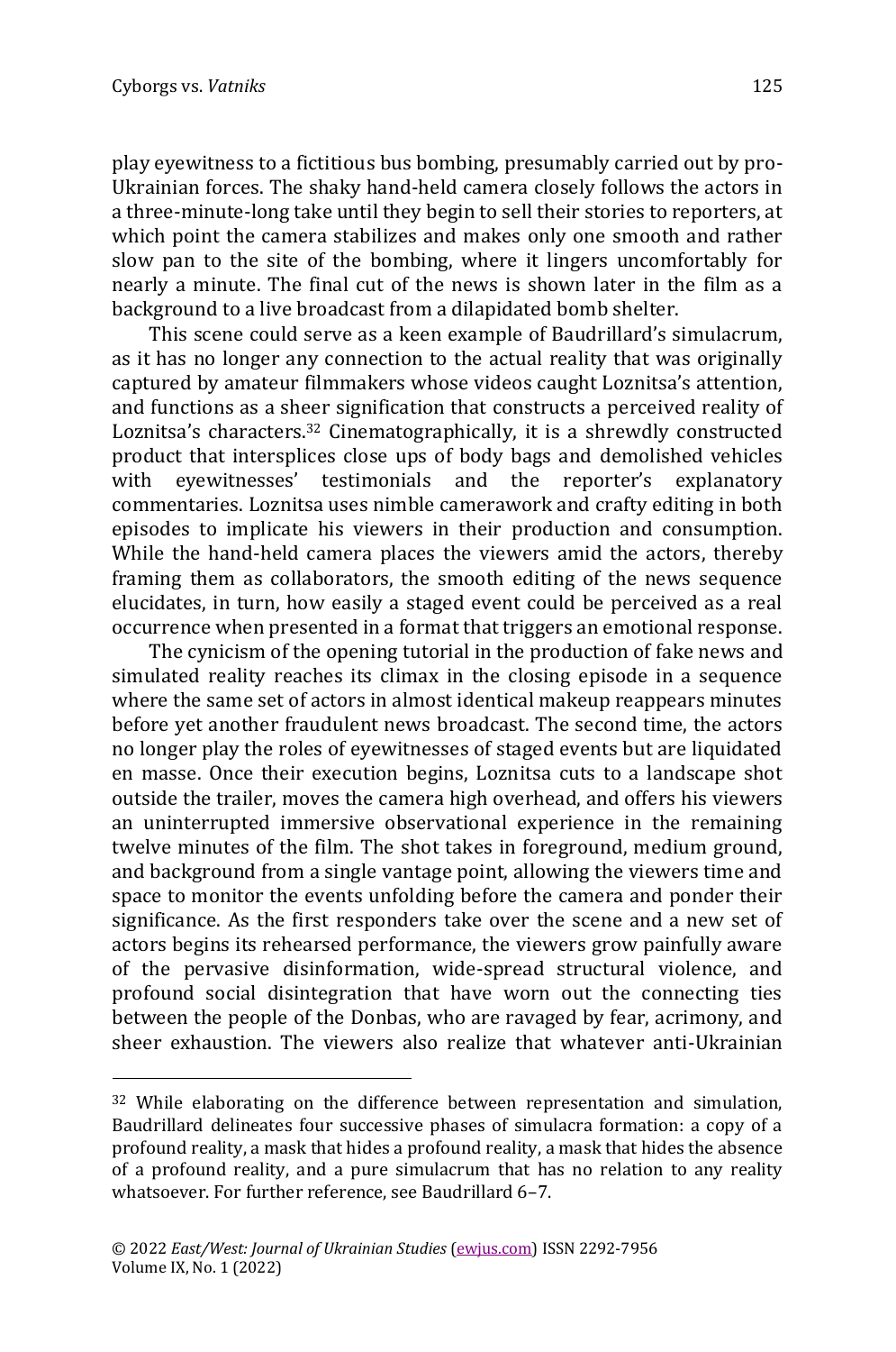play eyewitness to a fictitious bus bombing, presumably carried out by pro-Ukrainian forces. The shaky hand-held camera closely follows the actors in a three-minute-long take until they begin to sell their stories to reporters, at which point the camera stabilizes and makes only one smooth and rather slow pan to the site of the bombing, where it lingers uncomfortably for nearly a minute. The final cut of the news is shown later in the film as a background to a live broadcast from a dilapidated bomb shelter.

This scene could serve as a keen example of Baudrillard's simulacrum, as it has no longer any connection to the actual reality that was originally captured by amateur filmmakers whose videos caught Loznitsa's attention, and functions as a sheer signification that constructs a perceived reality of Loznitsa's characters.[32] Cinematographically, it is a shrewdly constructed product that intersplices close ups of body bags and demolished vehicles with eyewitnesses' testimonials and the reporter's explanatory commentaries. Loznitsa uses nimble camerawork and crafty editing in both episodes to implicate his viewers in their production and consumption. While the hand-held camera places the viewers amid the actors, thereby framing them as collaborators, the smooth editing of the news sequence elucidates, in turn, how easily a staged event could be perceived as a real occurrence when presented in a format that triggers an emotional response.

The cynicism of the opening tutorial in the production of fake news and simulated reality reaches its climax in the closing episode in a sequence where the same set of actors in almost identical makeup reappears minutes before yet another fraudulent news broadcast. The second time, the actors no longer play the roles of eyewitnesses of staged events but are liquidated en masse. Once their execution begins, Loznitsa cuts to a landscape shot outside the trailer, moves the camera high overhead, and offers his viewers an uninterrupted immersive observational experience in the remaining twelve minutes of the film. The shot takes in foreground, medium ground, and background from a single vantage point, allowing the viewers time and space to monitor the events unfolding before the camera and ponder their significance. As the first responders take over the scene and a new set of actors begins its rehearsed performance, the viewers grow painfully aware of the pervasive disinformation, wide-spread structural violence, and profound social disintegration that have worn out the connecting ties between the people of the Donbas, who are ravaged by fear, acrimony, and sheer exhaustion. The viewers also realize that whatever anti-Ukrainian

---

[32] While elaborating on the difference between representation and simulation, Baudrillard delineates four successive phases of simulacra formation: a copy of a profound reality, a mask that hides a profound reality, a mask that hides the absence of a profound reality, and a pure simulacrum that has no relation to any reality whatsoever. For further reference, see Baudrillard 6–7.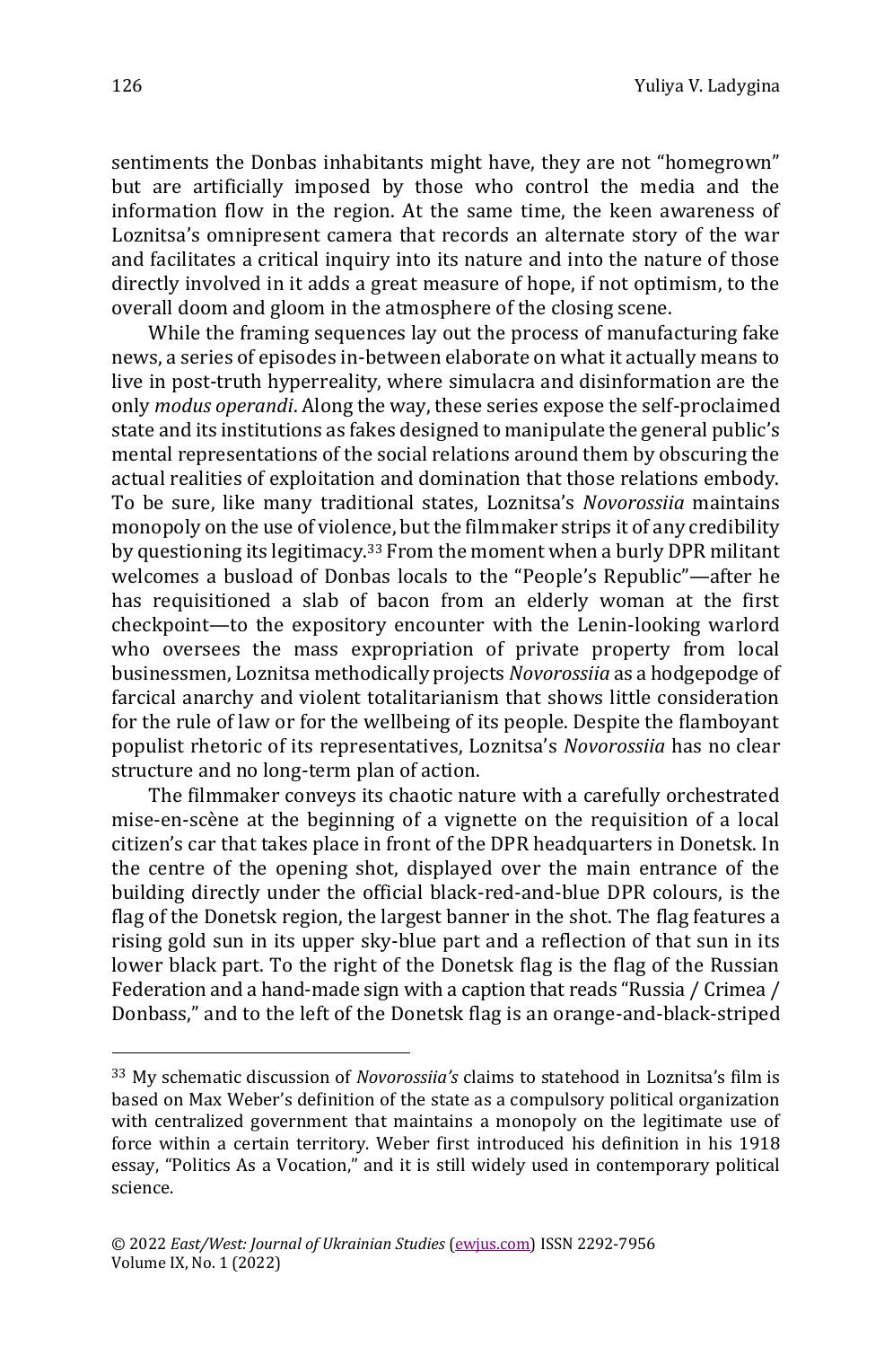sentiments the Donbas inhabitants might have, they are not "homegrown" but are artificially imposed by those who control the media and the information flow in the region. At the same time, the keen awareness of Loznitsa's omnipresent camera that records an alternate story of the war and facilitates a critical inquiry into its nature and into the nature of those directly involved in it adds a great measure of hope, if not optimism, to the overall doom and gloom in the atmosphere of the closing scene.

While the framing sequences lay out the process of manufacturing fake news, a series of episodes in-between elaborate on what it actually means to live in post-truth hyperreality, where simulacra and disinformation are the only *modus operandi*. Along the way, these series expose the self-proclaimed state and its institutions as fakes designed to manipulate the general public's mental representations of the social relations around them by obscuring the actual realities of exploitation and domination that those relations embody. To be sure, like many traditional states, Loznitsa's *Novorossiia* maintains monopoly on the use of violence, but the filmmaker strips it of any credibility by questioning its legitimacy.[33] From the moment when a burly DPR militant welcomes a busload of Donbas locals to the "People's Republic"—after he has requisitioned a slab of bacon from an elderly woman at the first checkpoint—to the expository encounter with the Lenin-looking warlord who oversees the mass expropriation of private property from local businessmen, Loznitsa methodically projects *Novorossiia* as a hodgepodge of farcical anarchy and violent totalitarianism that shows little consideration for the rule of law or for the wellbeing of its people. Despite the flamboyant populist rhetoric of its representatives, Loznitsa's *Novorossiia* has no clear structure and no long-term plan of action.

The filmmaker conveys its chaotic nature with a carefully orchestrated mise-en-scène at the beginning of a vignette on the requisition of a local citizen's car that takes place in front of the DPR headquarters in Donetsk. In the centre of the opening shot, displayed over the main entrance of the building directly under the official black-red-and-blue DPR colours, is the flag of the Donetsk region, the largest banner in the shot. The flag features a rising gold sun in its upper sky-blue part and a reflection of that sun in its lower black part. To the right of the Donetsk flag is the flag of the Russian Federation and a hand-made sign with a caption that reads "Russia / Crimea / Donbass," and to the left of the Donetsk flag is an orange-and-black-striped

---

[33] My schematic discussion of *Novorossiia's* claims to statehood in Loznitsa's film is based on Max Weber's definition of the state as a compulsory political organization with centralized government that maintains a monopoly on the legitimate use of force within a certain territory. Weber first introduced his definition in his 1918 essay, "Politics As a Vocation," and it is still widely used in contemporary political science.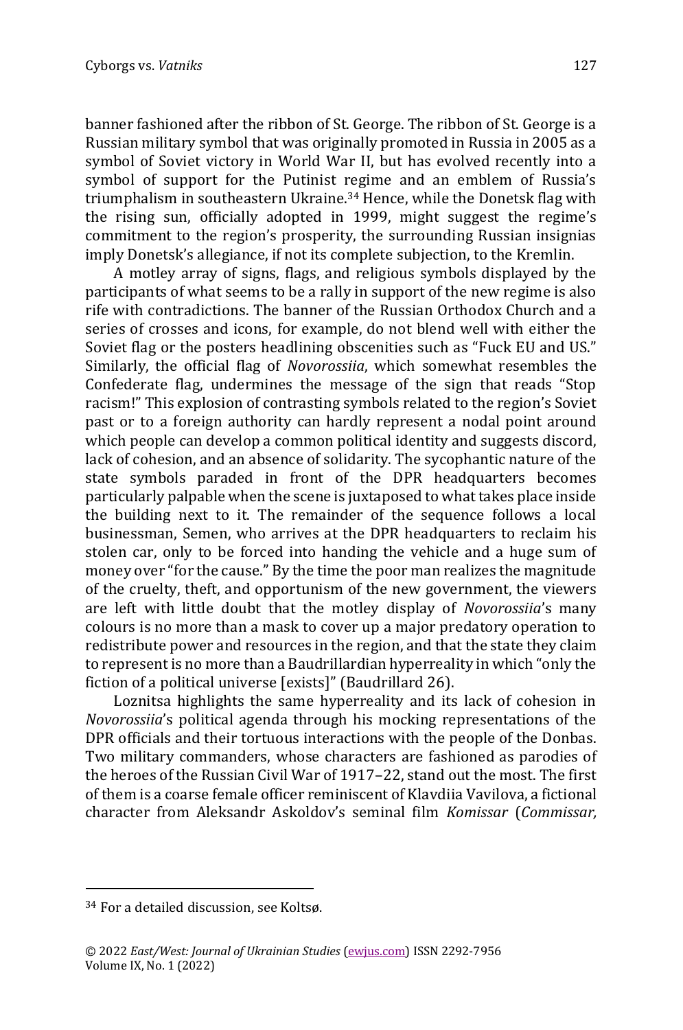banner fashioned after the ribbon of St. George. The ribbon of St. George is a Russian military symbol that was originally promoted in Russia in 2005 as a symbol of Soviet victory in World War II, but has evolved recently into a symbol of support for the Putinist regime and an emblem of Russia's triumphalism in southeastern Ukraine.[34] Hence, while the Donetsk flag with the rising sun, officially adopted in 1999, might suggest the regime's commitment to the region's prosperity, the surrounding Russian insignias imply Donetsk's allegiance, if not its complete subjection, to the Kremlin.

A motley array of signs, flags, and religious symbols displayed by the participants of what seems to be a rally in support of the new regime is also rife with contradictions. The banner of the Russian Orthodox Church and a series of crosses and icons, for example, do not blend well with either the Soviet flag or the posters headlining obscenities such as "Fuck EU and US." Similarly, the official flag of *Novorossiia*, which somewhat resembles the Confederate flag, undermines the message of the sign that reads "Stop racism!" This explosion of contrasting symbols related to the region's Soviet past or to a foreign authority can hardly represent a nodal point around which people can develop a common political identity and suggests discord, lack of cohesion, and an absence of solidarity. The sycophantic nature of the state symbols paraded in front of the DPR headquarters becomes particularly palpable when the scene is juxtaposed to what takes place inside the building next to it. The remainder of the sequence follows a local businessman, Semen, who arrives at the DPR headquarters to reclaim his stolen car, only to be forced into handing the vehicle and a huge sum of money over "for the cause." By the time the poor man realizes the magnitude of the cruelty, theft, and opportunism of the new government, the viewers are left with little doubt that the motley display of *Novorossiia*'s many colours is no more than a mask to cover up a major predatory operation to redistribute power and resources in the region, and that the state they claim to represent is no more than a Baudrillardian hyperreality in which "only the fiction of a political universe [exists]" (Baudrillard 26).

Loznitsa highlights the same hyperreality and its lack of cohesion in *Novorossiia*'s political agenda through his mocking representations of the DPR officials and their tortuous interactions with the people of the Donbas. Two military commanders, whose characters are fashioned as parodies of the heroes of the Russian Civil War of 1917–22, stand out the most. The first of them is a coarse female officer reminiscent of Klavdiia Vavilova, a fictional character from Aleksandr Askoldov's seminal film *Komissar* (*Commissar,*

---

[34] For a detailed discussion, see Koltsø.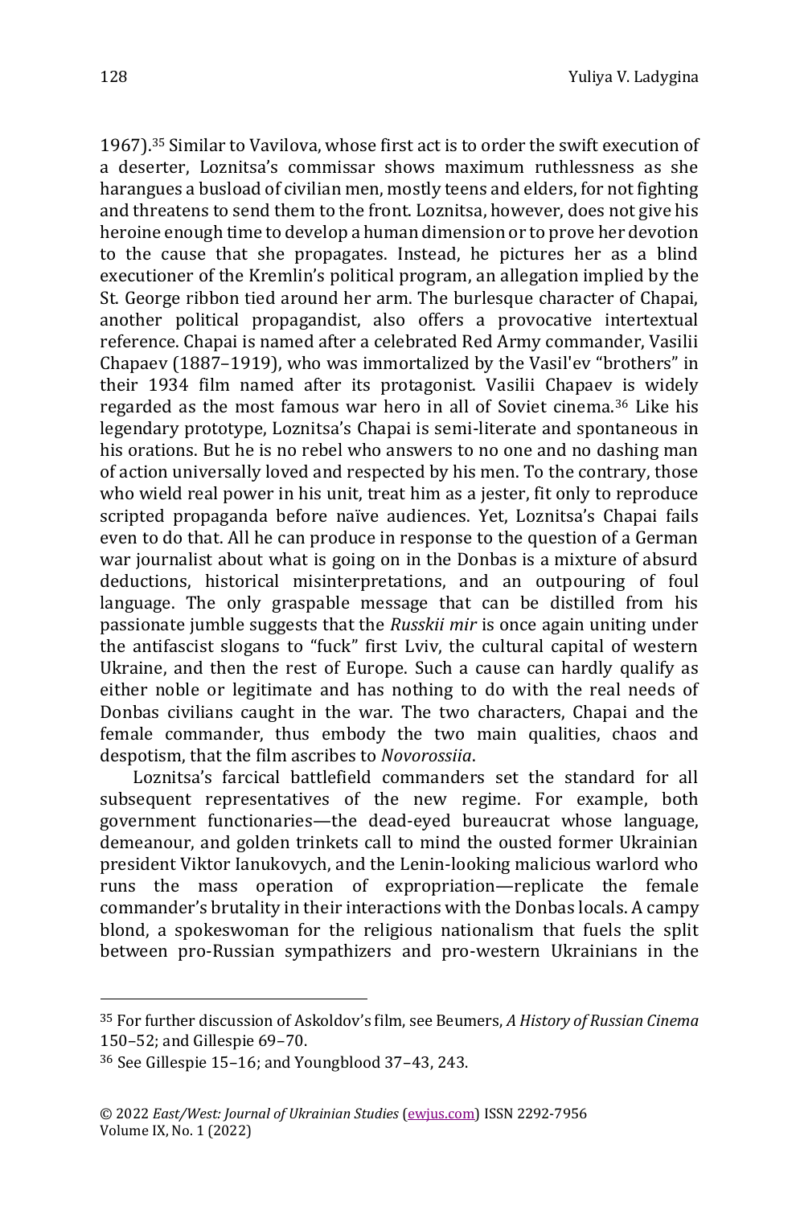1967).[35] Similar to Vavilova, whose first act is to order the swift execution of a deserter, Loznitsa's commissar shows maximum ruthlessness as she harangues a busload of civilian men, mostly teens and elders, for not fighting and threatens to send them to the front. Loznitsa, however, does not give his heroine enough time to develop a human dimension or to prove her devotion to the cause that she propagates. Instead, he pictures her as a blind executioner of the Kremlin's political program, an allegation implied by the St. George ribbon tied around her arm. The burlesque character of Chapai, another political propagandist, also offers a provocative intertextual reference. Chapai is named after a celebrated Red Army commander, Vasilii Chapaev (1887–1919), who was immortalized by the Vasil'ev "brothers" in their 1934 film named after its protagonist. Vasilii Chapaev is widely regarded as the most famous war hero in all of Soviet cinema.[36] Like his legendary prototype, Loznitsa's Chapai is semi-literate and spontaneous in his orations. But he is no rebel who answers to no one and no dashing man of action universally loved and respected by his men. To the contrary, those who wield real power in his unit, treat him as a jester, fit only to reproduce scripted propaganda before naïve audiences. Yet, Loznitsa's Chapai fails even to do that. All he can produce in response to the question of a German war journalist about what is going on in the Donbas is a mixture of absurd deductions, historical misinterpretations, and an outpouring of foul language. The only graspable message that can be distilled from his passionate jumble suggests that the *Russkii mir* is once again uniting under the antifascist slogans to "fuck" first Lviv, the cultural capital of western Ukraine, and then the rest of Europe. Such a cause can hardly qualify as either noble or legitimate and has nothing to do with the real needs of Donbas civilians caught in the war. The two characters, Chapai and the female commander, thus embody the two main qualities, chaos and despotism, that the film ascribes to *Novorossiia*.

Loznitsa's farcical battlefield commanders set the standard for all subsequent representatives of the new regime. For example, both government functionaries—the dead-eyed bureaucrat whose language, demeanour, and golden trinkets call to mind the ousted former Ukrainian president Viktor Ianukovych, and the Lenin-looking malicious warlord who runs the mass operation of expropriation—replicate the female commander's brutality in their interactions with the Donbas locals. A campy blond, a spokeswoman for the religious nationalism that fuels the split between pro-Russian sympathizers and pro-western Ukrainians in the

---

[35] For further discussion of Askoldov's film, see Beumers, *A History of Russian Cinema* 150–52; and Gillespie 69–70.

[36] See Gillespie 15–16; and Youngblood 37–43, 243.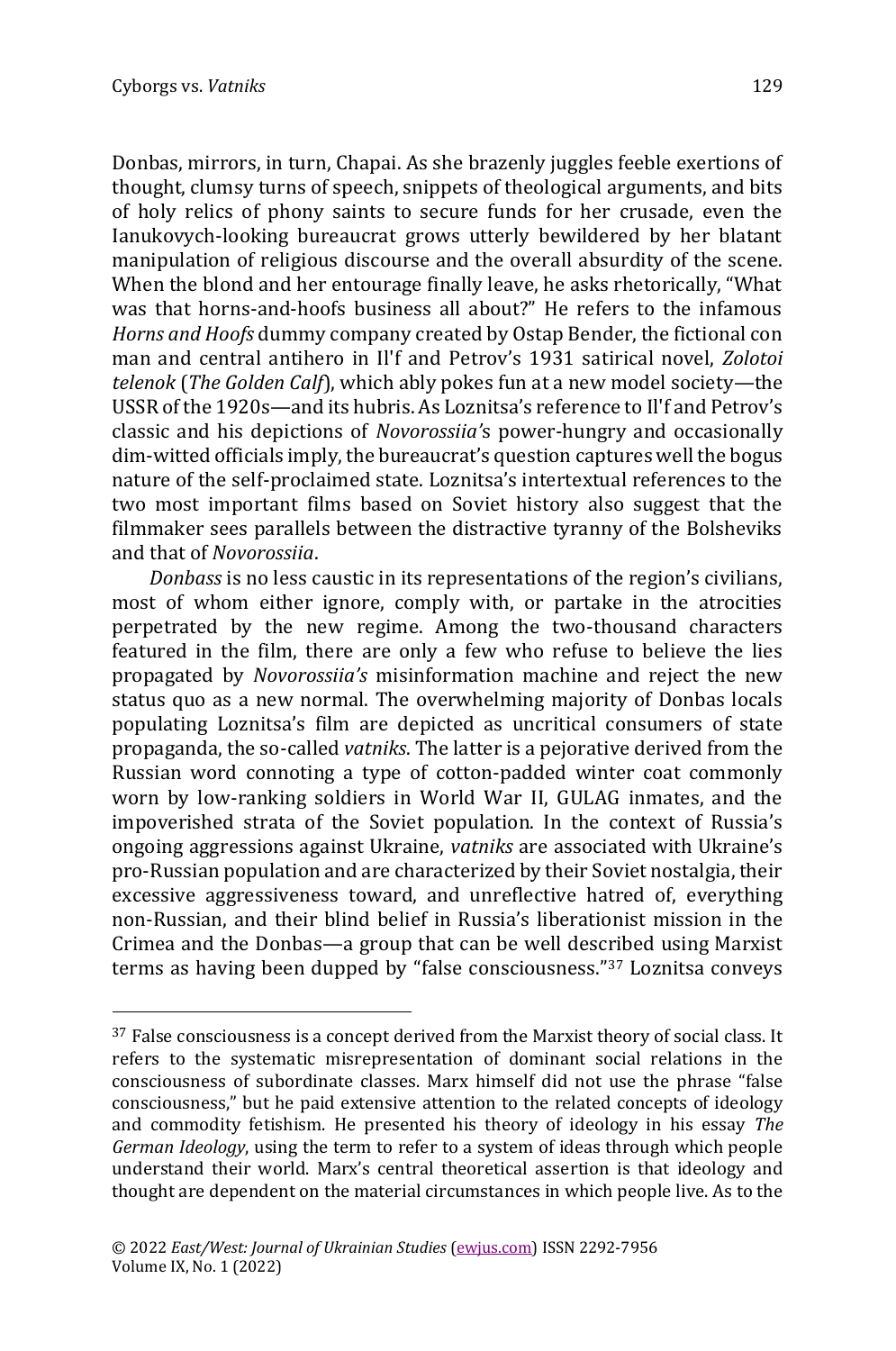Donbas, mirrors, in turn, Chapai. As she brazenly juggles feeble exertions of thought, clumsy turns of speech, snippets of theological arguments, and bits of holy relics of phony saints to secure funds for her crusade, even the Ianukovych-looking bureaucrat grows utterly bewildered by her blatant manipulation of religious discourse and the overall absurdity of the scene. When the blond and her entourage finally leave, he asks rhetorically, "What was that horns-and-hoofs business all about?" He refers to the infamous *Horns and Hoofs* dummy company created by Ostap Bender, the fictional con man and central antihero in Il'f and Petrov's 1931 satirical novel, *Zolotoi telenok* (*The Golden Calf*), which ably pokes fun at a new model society—the USSR of the 1920s—and its hubris. As Loznitsa's reference to Il'f and Petrov's classic and his depictions of *Novorossiia'*s power-hungry and occasionally dim-witted officials imply, the bureaucrat's question captures well the bogus nature of the self-proclaimed state. Loznitsa's intertextual references to the two most important films based on Soviet history also suggest that the filmmaker sees parallels between the distractive tyranny of the Bolsheviks and that of *Novorossiia*.

*Donbass* is no less caustic in its representations of the region's civilians, most of whom either ignore, comply with, or partake in the atrocities perpetrated by the new regime. Among the two-thousand characters featured in the film, there are only a few who refuse to believe the lies propagated by *Novorossiia's* misinformation machine and reject the new status quo as a new normal. The overwhelming majority of Donbas locals populating Loznitsa's film are depicted as uncritical consumers of state propaganda, the so-called *vatniks*. The latter is a pejorative derived from the Russian word connoting a type of cotton-padded winter coat commonly worn by low-ranking soldiers in World War II, GULAG inmates, and the impoverished strata of the Soviet population. In the context of Russia's ongoing aggressions against Ukraine, *vatniks* are associated with Ukraine's pro-Russian population and are characterized by their Soviet nostalgia, their excessive aggressiveness toward, and unreflective hatred of, everything non-Russian, and their blind belief in Russia's liberationist mission in the Crimea and the Donbas—a group that can be well described using Marxist terms as having been dupped by "false consciousness."[37] Loznitsa conveys

---

[37] False consciousness is a concept derived from the Marxist theory of social class. It refers to the systematic misrepresentation of dominant social relations in the consciousness of subordinate classes. Marx himself did not use the phrase "false consciousness," but he paid extensive attention to the related concepts of ideology and commodity fetishism. He presented his theory of ideology in his essay *The German Ideology*, using the term to refer to a system of ideas through which people understand their world. Marx's central theoretical assertion is that ideology and thought are dependent on the material circumstances in which people live. As to the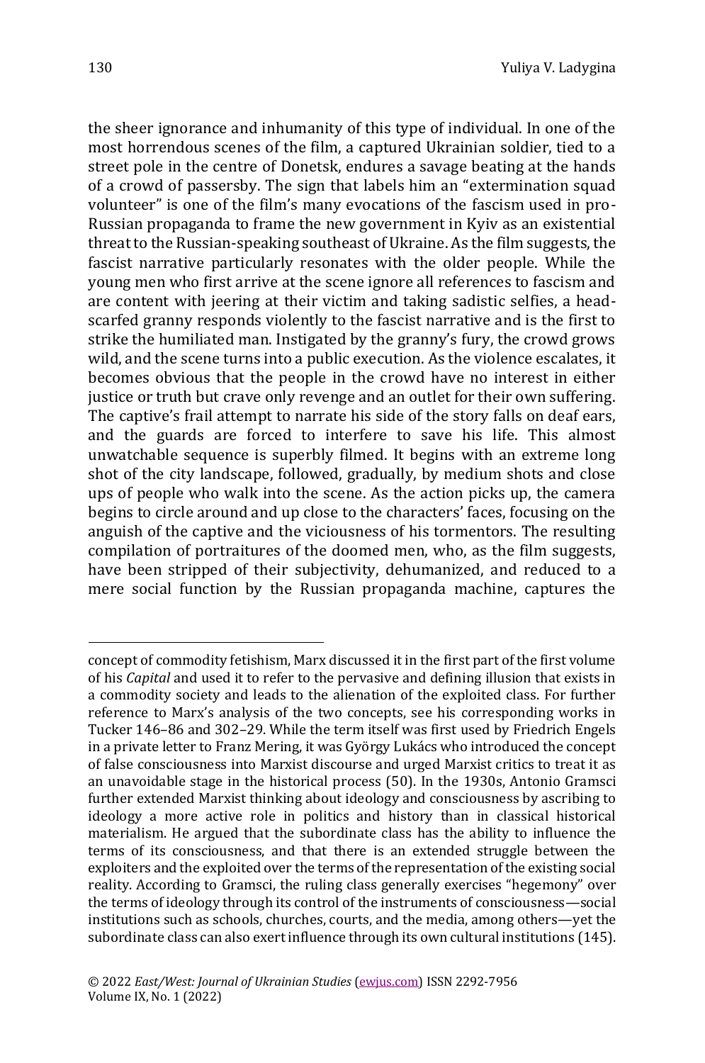the sheer ignorance and inhumanity of this type of individual. In one of the most horrendous scenes of the film, a captured Ukrainian soldier, tied to a street pole in the centre of Donetsk, endures a savage beating at the hands of a crowd of passersby. The sign that labels him an "extermination squad volunteer" is one of the film's many evocations of the fascism used in pro-Russian propaganda to frame the new government in Kyiv as an existential threat to the Russian-speaking southeast of Ukraine. As the film suggests, the fascist narrative particularly resonates with the older people. While the young men who first arrive at the scene ignore all references to fascism and are content with jeering at their victim and taking sadistic selfies, a head-scarfed granny responds violently to the fascist narrative and is the first to strike the humiliated man. Instigated by the granny's fury, the crowd grows wild, and the scene turns into a public execution. As the violence escalates, it becomes obvious that the people in the crowd have no interest in either justice or truth but crave only revenge and an outlet for their own suffering. The captive's frail attempt to narrate his side of the story falls on deaf ears, and the guards are forced to interfere to save his life. This almost unwatchable sequence is superbly filmed. It begins with an extreme long shot of the city landscape, followed, gradually, by medium shots and close ups of people who walk into the scene. As the action picks up, the camera begins to circle around and up close to the characters' faces, focusing on the anguish of the captive and the viciousness of his tormentors. The resulting compilation of portraitures of the doomed men, who, as the film suggests, have been stripped of their subjectivity, dehumanized, and reduced to a mere social function by the Russian propaganda machine, captures the

---

concept of commodity fetishism, Marx discussed it in the first part of the first volume of his *Capital* and used it to refer to the pervasive and defining illusion that exists in a commodity society and leads to the alienation of the exploited class. For further reference to Marx's analysis of the two concepts, see his corresponding works in Tucker 146–86 and 302–29. While the term itself was first used by Friedrich Engels in a private letter to Franz Mering, it was György Lukács who introduced the concept of false consciousness into Marxist discourse and urged Marxist critics to treat it as an unavoidable stage in the historical process (50). In the 1930s, Antonio Gramsci further extended Marxist thinking about ideology and consciousness by ascribing to ideology a more active role in politics and history than in classical historical materialism. He argued that the subordinate class has the ability to influence the terms of its consciousness, and that there is an extended struggle between the exploiters and the exploited over the terms of the representation of the existing social reality. According to Gramsci, the ruling class generally exercises "hegemony" over the terms of ideology through its control of the instruments of consciousness—social institutions such as schools, churches, courts, and the media, among others—yet the subordinate class can also exert influence through its own cultural institutions (145).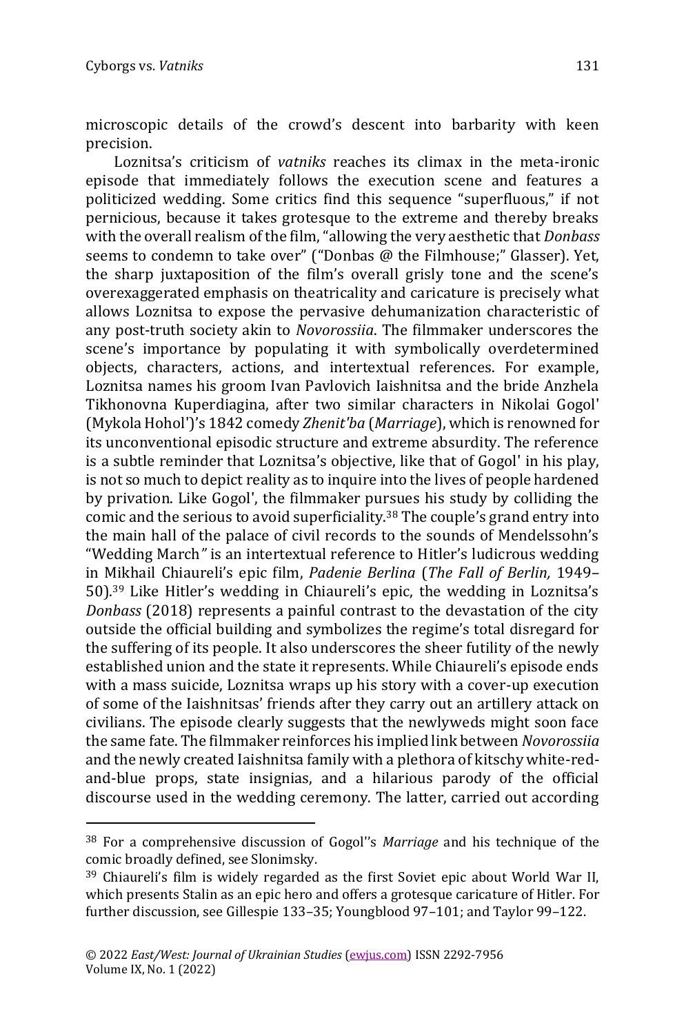microscopic details of the crowd's descent into barbarity with keen precision.

Loznitsa's criticism of *vatniks* reaches its climax in the meta-ironic episode that immediately follows the execution scene and features a politicized wedding. Some critics find this sequence "superfluous," if not pernicious, because it takes grotesque to the extreme and thereby breaks with the overall realism of the film, "allowing the very aesthetic that *Donbass* seems to condemn to take over" ("Donbas @ the Filmhouse;" Glasser). Yet, the sharp juxtaposition of the film's overall grisly tone and the scene's overexaggerated emphasis on theatricality and caricature is precisely what allows Loznitsa to expose the pervasive dehumanization characteristic of any post-truth society akin to *Novorossiia*. The filmmaker underscores the scene's importance by populating it with symbolically overdetermined objects, characters, actions, and intertextual references. For example, Loznitsa names his groom Ivan Pavlovich Iaishnitsa and the bride Anzhela Tikhonovna Kuperdiagina, after two similar characters in Nikolai Gogol' (Mykola Hohol')'s 1842 comedy *Zhenit'ba* (*Marriage*), which is renowned for its unconventional episodic structure and extreme absurdity. The reference is a subtle reminder that Loznitsa's objective, like that of Gogol' in his play, is not so much to depict reality as to inquire into the lives of people hardened by privation. Like Gogol', the filmmaker pursues his study by colliding the comic and the serious to avoid superficiality.[38] The couple's grand entry into the main hall of the palace of civil records to the sounds of Mendelssohn's "Wedding March" is an intertextual reference to Hitler's ludicrous wedding in Mikhail Chiaureli's epic film, *Padenie Berlina* (*The Fall of Berlin,* 1949–50).[39] Like Hitler's wedding in Chiaureli's epic, the wedding in Loznitsa's *Donbass* (2018) represents a painful contrast to the devastation of the city outside the official building and symbolizes the regime's total disregard for the suffering of its people. It also underscores the sheer futility of the newly established union and the state it represents. While Chiaureli's episode ends with a mass suicide, Loznitsa wraps up his story with a cover-up execution of some of the Iaishnitsas' friends after they carry out an artillery attack on civilians. The episode clearly suggests that the newlyweds might soon face the same fate. The filmmaker reinforces his implied link between *Novorossiia* and the newly created Iaishnitsa family with a plethora of kitschy white-red-and-blue props, state insignias, and a hilarious parody of the official discourse used in the wedding ceremony. The latter, carried out according

[38] For a comprehensive discussion of Gogol''s *Marriage* and his technique of the comic broadly defined, see Slonimsky.

[39] Chiaureli's film is widely regarded as the first Soviet epic about World War II, which presents Stalin as an epic hero and offers a grotesque caricature of Hitler. For further discussion, see Gillespie 133–35; Youngblood 97–101; and Taylor 99–122.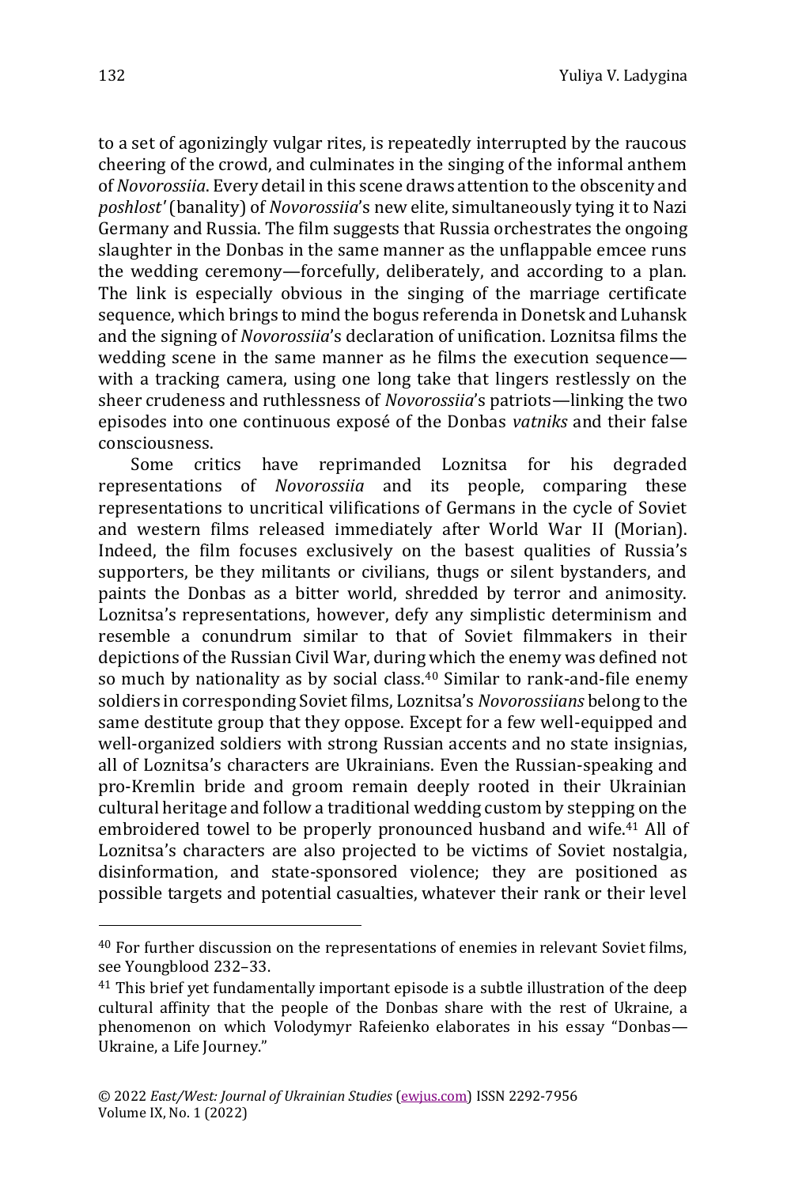to a set of agonizingly vulgar rites, is repeatedly interrupted by the raucous cheering of the crowd, and culminates in the singing of the informal anthem of *Novorossiia*. Every detail in this scene draws attention to the obscenity and *poshlost'* (banality) of *Novorossiia*'s new elite, simultaneously tying it to Nazi Germany and Russia. The film suggests that Russia orchestrates the ongoing slaughter in the Donbas in the same manner as the unflappable emcee runs the wedding ceremony—forcefully, deliberately, and according to a plan. The link is especially obvious in the singing of the marriage certificate sequence, which brings to mind the bogus referenda in Donetsk and Luhansk and the signing of *Novorossiia*'s declaration of unification. Loznitsa films the wedding scene in the same manner as he films the execution sequence—with a tracking camera, using one long take that lingers restlessly on the sheer crudeness and ruthlessness of *Novorossiia*'s patriots—linking the two episodes into one continuous exposé of the Donbas *vatniks* and their false consciousness.

Some critics have reprimanded Loznitsa for his degraded representations of *Novorossiia* and its people, comparing these representations to uncritical vilifications of Germans in the cycle of Soviet and western films released immediately after World War II (Morian). Indeed, the film focuses exclusively on the basest qualities of Russia's supporters, be they militants or civilians, thugs or silent bystanders, and paints the Donbas as a bitter world, shredded by terror and animosity. Loznitsa's representations, however, defy any simplistic determinism and resemble a conundrum similar to that of Soviet filmmakers in their depictions of the Russian Civil War, during which the enemy was defined not so much by nationality as by social class.[40] Similar to rank-and-file enemy soldiers in corresponding Soviet films, Loznitsa's *Novorossiians* belong to the same destitute group that they oppose. Except for a few well-equipped and well-organized soldiers with strong Russian accents and no state insignias, all of Loznitsa's characters are Ukrainians. Even the Russian-speaking and pro-Kremlin bride and groom remain deeply rooted in their Ukrainian cultural heritage and follow a traditional wedding custom by stepping on the embroidered towel to be properly pronounced husband and wife.[41] All of Loznitsa's characters are also projected to be victims of Soviet nostalgia, disinformation, and state-sponsored violence; they are positioned as possible targets and potential casualties, whatever their rank or their level

---

[40] For further discussion on the representations of enemies in relevant Soviet films, see Youngblood 232–33.

[41] This brief yet fundamentally important episode is a subtle illustration of the deep cultural affinity that the people of the Donbas share with the rest of Ukraine, a phenomenon on which Volodymyr Rafeienko elaborates in his essay "Donbas—Ukraine, a Life Journey."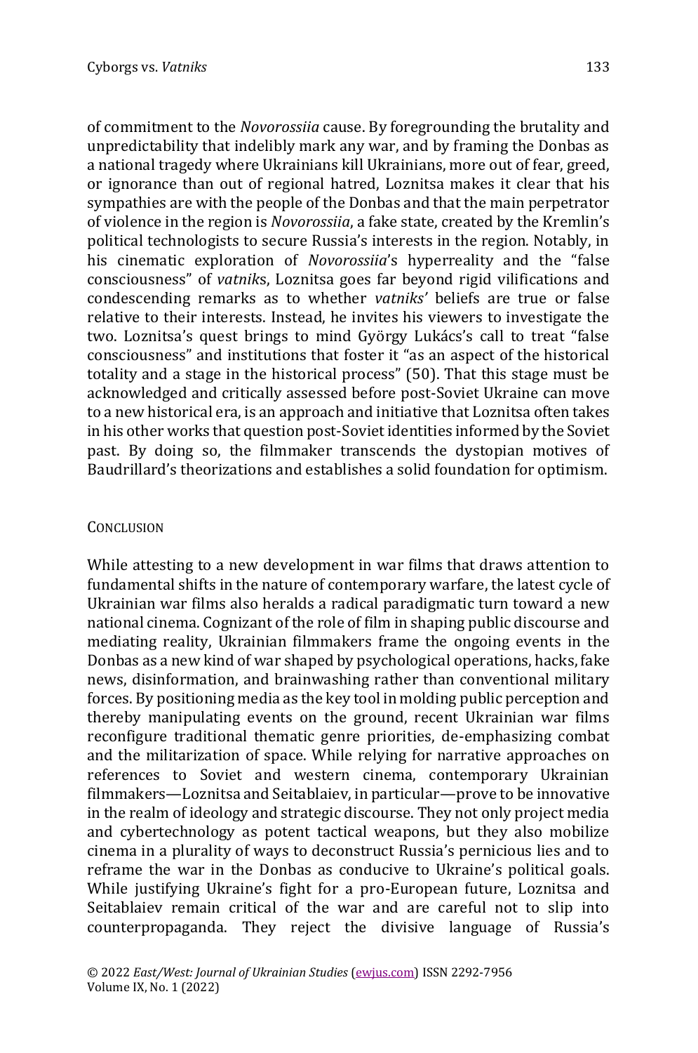of commitment to the *Novorossiia* cause. By foregrounding the brutality and unpredictability that indelibly mark any war, and by framing the Donbas as a national tragedy where Ukrainians kill Ukrainians, more out of fear, greed, or ignorance than out of regional hatred, Loznitsa makes it clear that his sympathies are with the people of the Donbas and that the main perpetrator of violence in the region is *Novorossiia*, a fake state, created by the Kremlin's political technologists to secure Russia's interests in the region. Notably, in his cinematic exploration of *Novorossiia*'s hyperreality and the "false consciousness" of *vatnik*s, Loznitsa goes far beyond rigid vilifications and condescending remarks as to whether *vatniks'* beliefs are true or false relative to their interests. Instead, he invites his viewers to investigate the two. Loznitsa's quest brings to mind György Lukács's call to treat "false consciousness" and institutions that foster it "as an aspect of the historical totality and a stage in the historical process" (50). That this stage must be acknowledged and critically assessed before post-Soviet Ukraine can move to a new historical era, is an approach and initiative that Loznitsa often takes in his other works that question post-Soviet identities informed by the Soviet past. By doing so, the filmmaker transcends the dystopian motives of Baudrillard's theorizations and establishes a solid foundation for optimism.

## Conclusion

While attesting to a new development in war films that draws attention to fundamental shifts in the nature of contemporary warfare, the latest cycle of Ukrainian war films also heralds a radical paradigmatic turn toward a new national cinema. Cognizant of the role of film in shaping public discourse and mediating reality, Ukrainian filmmakers frame the ongoing events in the Donbas as a new kind of war shaped by psychological operations, hacks, fake news, disinformation, and brainwashing rather than conventional military forces. By positioning media as the key tool in molding public perception and thereby manipulating events on the ground, recent Ukrainian war films reconfigure traditional thematic genre priorities, de-emphasizing combat and the militarization of space. While relying for narrative approaches on references to Soviet and western cinema, contemporary Ukrainian filmmakers—Loznitsa and Seitablaiev, in particular—prove to be innovative in the realm of ideology and strategic discourse. They not only project media and cybertechnology as potent tactical weapons, but they also mobilize cinema in a plurality of ways to deconstruct Russia's pernicious lies and to reframe the war in the Donbas as conducive to Ukraine's political goals. While justifying Ukraine's fight for a pro-European future, Loznitsa and Seitablaiev remain critical of the war and are careful not to slip into counterpropaganda. They reject the divisive language of Russia's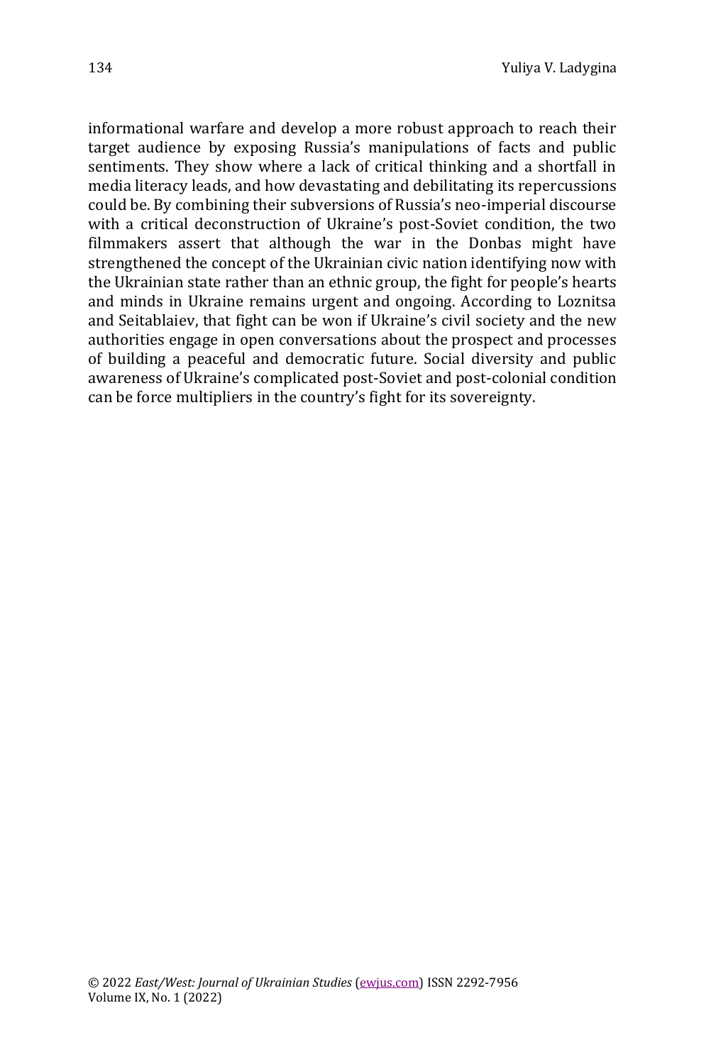informational warfare and develop a more robust approach to reach their target audience by exposing Russia's manipulations of facts and public sentiments. They show where a lack of critical thinking and a shortfall in media literacy leads, and how devastating and debilitating its repercussions could be. By combining their subversions of Russia's neo-imperial discourse with a critical deconstruction of Ukraine's post-Soviet condition, the two filmmakers assert that although the war in the Donbas might have strengthened the concept of the Ukrainian civic nation identifying now with the Ukrainian state rather than an ethnic group, the fight for people's hearts and minds in Ukraine remains urgent and ongoing. According to Loznitsa and Seitablaiev, that fight can be won if Ukraine's civil society and the new authorities engage in open conversations about the prospect and processes of building a peaceful and democratic future. Social diversity and public awareness of Ukraine's complicated post-Soviet and post-colonial condition can be force multipliers in the country's fight for its sovereignty.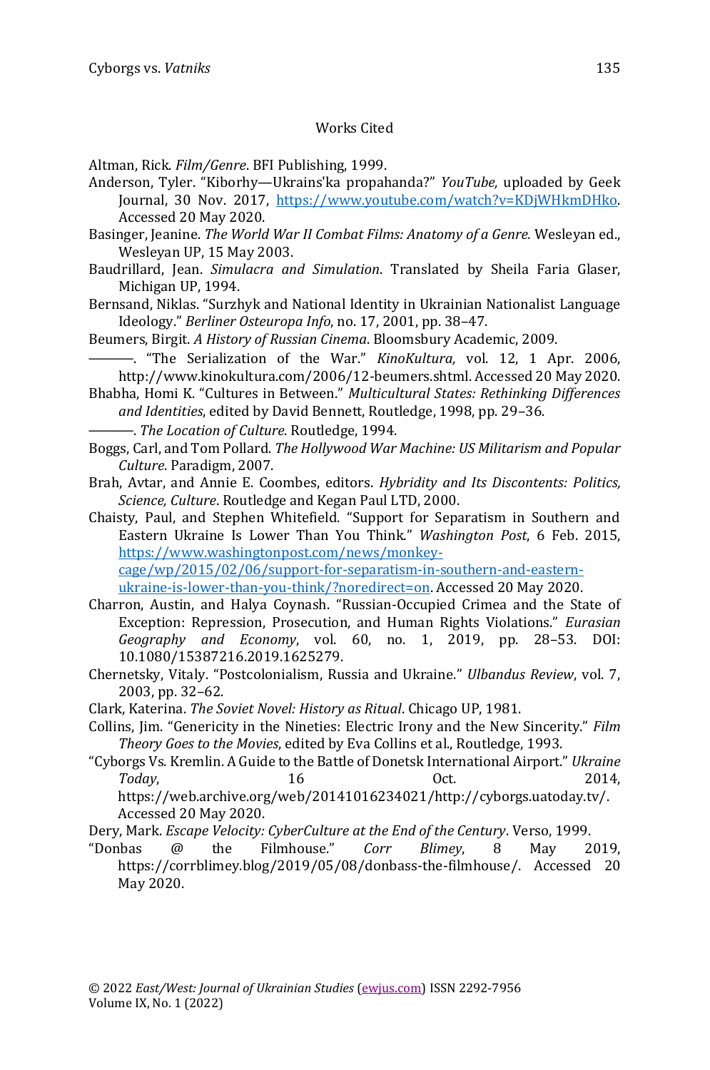## Works Cited

Altman, Rick. *Film/Genre*. BFI Publishing, 1999.

Anderson, Tyler. "Kiborhy—Ukrains'ka propahanda?" *YouTube,* uploaded by Geek Journal, 30 Nov. 2017, https://www.youtube.com/watch?v=KDjWHkmDHko. Accessed 20 May 2020.

Basinger, Jeanine. *The World War II Combat Films: Anatomy of a Genre.* Wesleyan ed., Wesleyan UP, 15 May 2003.

Baudrillard, Jean. *Simulacra and Simulation*. Translated by Sheila Faria Glaser, Michigan UP, 1994.

Bernsand, Niklas. "Surzhyk and National Identity in Ukrainian Nationalist Language Ideology." *Berliner Osteuropa Info*, no. 17, 2001, pp. 38–47.

Beumers, Birgit. *A History of Russian Cinema*. Bloomsbury Academic, 2009.

———. "The Serialization of the War." *KinoKultura,* vol. 12, 1 Apr. 2006, http://www.kinokultura.com/2006/12-beumers.shtml. Accessed 20 May 2020.

Bhabha, Homi K. "Cultures in Between." *Multicultural States: Rethinking Differences and Identities*, edited by David Bennett, Routledge, 1998, pp. 29–36.

———. *The Location of Culture*. Routledge, 1994.

Boggs, Carl, and Tom Pollard. *The Hollywood War Machine: US Militarism and Popular Culture*. Paradigm, 2007.

Brah, Avtar, and Annie E. Coombes, editors. *Hybridity and Its Discontents: Politics, Science, Culture*. Routledge and Kegan Paul LTD, 2000.

Chaisty, Paul, and Stephen Whitefield. "Support for Separatism in Southern and Eastern Ukraine Is Lower Than You Think." *Washington Post*, 6 Feb. 2015, https://www.washingtonpost.com/news/monkey-cage/wp/2015/02/06/support-for-separatism-in-southern-and-eastern-ukraine-is-lower-than-you-think/?noredirect=on. Accessed 20 May 2020.

Charron, Austin, and Halya Coynash. "Russian-Occupied Crimea and the State of Exception: Repression, Prosecution, and Human Rights Violations." *Eurasian Geography and Economy*, vol. 60, no. 1, 2019, pp. 28–53. DOI: 10.1080/15387216.2019.1625279.

Chernetsky, Vitaly. "Postcolonialism, Russia and Ukraine." *Ulbandus Review*, vol. 7, 2003, pp. 32–62.

Clark, Katerina. *The Soviet Novel: History as Ritual*. Chicago UP, 1981.

Collins, Jim. "Genericity in the Nineties: Electric Irony and the New Sincerity." *Film Theory Goes to the Movies*, edited by Eva Collins et al., Routledge, 1993.

"Cyborgs Vs. Kremlin. A Guide to the Battle of Donetsk International Airport." *Ukraine Today*, 16 Oct. 2014, https://web.archive.org/web/20141016234021/http://cyborgs.uatoday.tv/. Accessed 20 May 2020.

Dery, Mark. *Escape Velocity: CyberCulture at the End of the Century*. Verso, 1999.

"Donbas @ the Filmhouse." *Corr Blimey*, 8 May 2019, https://corrblimey.blog/2019/05/08/donbass-the-filmhouse/. Accessed 20 May 2020.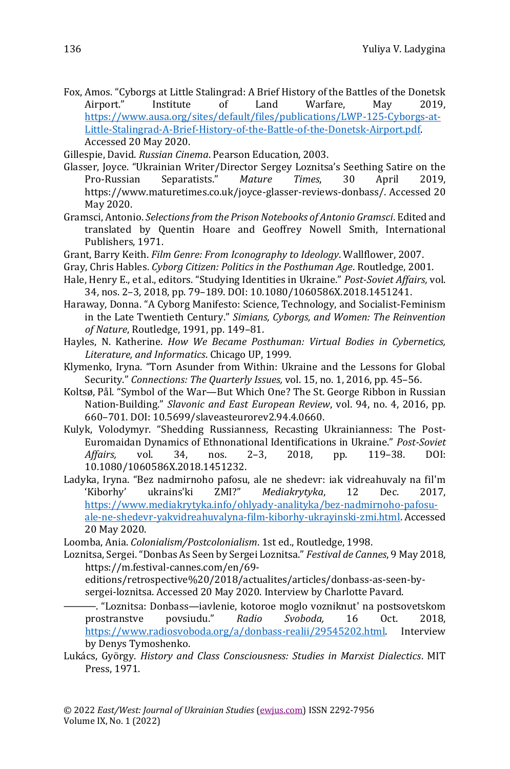Fox, Amos. "Cyborgs at Little Stalingrad: A Brief History of the Battles of the Donetsk Airport." Institute of Land Warfare, May 2019, https://www.ausa.org/sites/default/files/publications/LWP-125-Cyborgs-at-Little-Stalingrad-A-Brief-History-of-the-Battle-of-the-Donetsk-Airport.pdf. Accessed 20 May 2020.

Gillespie, David. *Russian Cinema*. Pearson Education, 2003.

Glasser, Joyce. "Ukrainian Writer/Director Sergey Loznitsa's Seething Satire on the Pro-Russian Separatists." *Mature Times*, 30 April 2019, https://www.maturetimes.co.uk/joyce-glasser-reviews-donbass/. Accessed 20 May 2020.

Gramsci, Antonio. *Selections from the Prison Notebooks of Antonio Gramsci*. Edited and translated by Quentin Hoare and Geoffrey Nowell Smith, International Publishers, 1971.

Grant, Barry Keith. *Film Genre: From Iconography to Ideology*. Wallflower, 2007.

Gray, Chris Hables. *Cyborg Citizen: Politics in the Posthuman Age*. Routledge, 2001.

Hale, Henry E., et al., editors. "Studying Identities in Ukraine." *Post-Soviet Affairs,* vol. 34, nos. 2–3, 2018, pp. 79–189. DOI: 10.1080/1060586X.2018.1451241.

Haraway, Donna. "A Cyborg Manifesto: Science, Technology, and Socialist-Feminism in the Late Twentieth Century." *Simians, Cyborgs, and Women: The Reinvention of Nature*, Routledge, 1991, pp. 149–81.

Hayles, N. Katherine. *How We Became Posthuman: Virtual Bodies in Cybernetics, Literature, and Informatics*. Chicago UP, 1999.

Klymenko, Iryna. "Torn Asunder from Within: Ukraine and the Lessons for Global Security." *Connections: The Quarterly Issues,* vol. 15, no. 1, 2016, pp. 45–56.

Koltsø, Pål. "Symbol of the War—But Which One? The St. George Ribbon in Russian Nation-Building." *Slavonic and East European Review*, vol. 94, no. 4, 2016, pp. 660–701. DOI: 10.5699/slaveasteurorev2.94.4.0660.

Kulyk, Volodymyr. "Shedding Russianness, Recasting Ukrainianness: The Post-Euromaidan Dynamics of Ethnonational Identifications in Ukraine." *Post-Soviet Affairs,* vol. 34, nos. 2–3, 2018, pp. 119–38. DOI: 10.1080/1060586X.2018.1451232.

Ladyka, Iryna. "Bez nadmirnoho pafosu, ale ne shedevr: iak vidreahuvaly na fil'm 'Kiborhy' ukrains'ki ZMI?" *Mediakrytyka*, 12 Dec. 2017, https://www.mediakrytyka.info/ohlyady-analityka/bez-nadmirnoho-pafosu-ale-ne-shedevr-yakvidreahuvalyna-film-kiborhy-ukrayinski-zmi.html. Accessed 20 May 2020.

Loomba, Ania. *Colonialism/Postcolonialism*. 1st ed., Routledge, 1998.

Loznitsa, Sergei. "Donbas As Seen by Sergei Loznitsa." *Festival de Cannes*, 9 May 2018, https://m.festival-cannes.com/en/69-editions/retrospective%20/2018/actualites/articles/donbass-as-seen-by-sergei-loznitsa. Accessed 20 May 2020. Interview by Charlotte Pavard.

———. "Loznitsa: Donbass—iavlenie, kotoroe moglo vozniknut' na postsovetskom prostranstve povsiudu." *Radio Svoboda,* 16 Oct. 2018, https://www.radiosvoboda.org/a/donbass-realii/29545202.html. Interview by Denys Tymoshenko.

Lukács, György. *History and Class Consciousness: Studies in Marxist Dialectics*. MIT Press, 1971.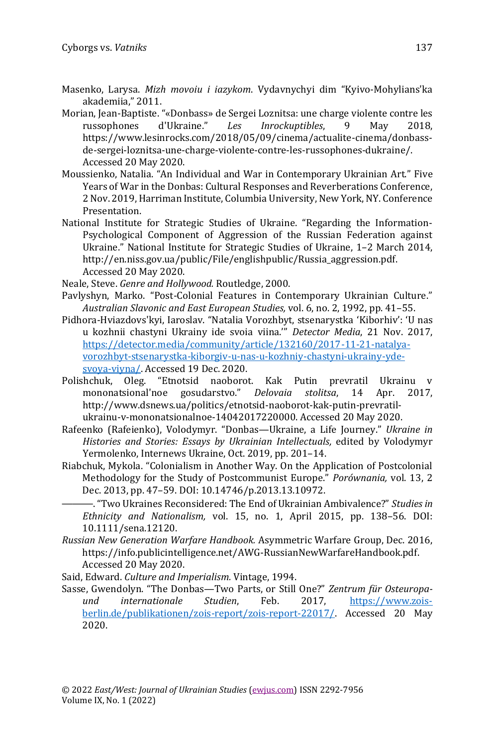Masenko, Larysa. *Mizh movoiu i iazykom*. Vydavnychyi dim "Kyivo-Mohylians'ka akademiia," 2011.

Morian, Jean-Baptiste. "«Donbass» de Sergei Loznitsa: une charge violente contre les russophones d'Ukraine." *Les Inrockuptibles*, 9 May 2018, https://www.lesinrocks.com/2018/05/09/cinema/actualite-cinema/donbass-de-sergei-loznitsa-une-charge-violente-contre-les-russophones-dukraine/. Accessed 20 May 2020.

Moussienko, Natalia. "An Individual and War in Contemporary Ukrainian Art." Five Years of War in the Donbas: Cultural Responses and Reverberations Conference, 2 Nov. 2019, Harriman Institute, Columbia University, New York, NY. Conference Presentation.

National Institute for Strategic Studies of Ukraine. "Regarding the Information-Psychological Component of Aggression of the Russian Federation against Ukraine." National Institute for Strategic Studies of Ukraine, 1–2 March 2014, http://en.niss.gov.ua/public/File/englishpublic/Russia_aggression.pdf. Accessed 20 May 2020.

Neale, Steve. *Genre and Hollywood.* Routledge, 2000.

Pavlyshyn, Marko. "Post-Colonial Features in Contemporary Ukrainian Culture." *Australian Slavonic and East European Studies,* vol. 6, no. 2, 1992, pp. 41–55.

Pidhora-Hviazdovs'kyi, Iaroslav. "Natalia Vorozhbyt, stsenarystka 'Kiborhiv': 'U nas u kozhnii chastyni Ukrainy ide svoia viina.'" *Detector Media*, 21 Nov. 2017, https://detector.media/community/article/132160/2017-11-21-natalya-vorozhbyt-stsenarystka-kiborgiv-u-nas-u-kozhniy-chastyni-ukrainy-yde-svoya-viyna/. Accessed 19 Dec. 2020.

Polishchuk, Oleg. "Etnotsid naoborot. Kak Putin prevratil Ukrainu v mononatsional'noe gosudarstvo." *Delovaia stolitsa*, 14 Apr. 2017, http://www.dsnews.ua/politics/etnotsid-naoborot-kak-putin-prevratil-ukrainu-v-mononatsionalnoe-14042017220000. Accessed 20 May 2020.

Rafeenko (Rafeienko), Volodymyr. "Donbas—Ukraine, a Life Journey." *Ukraine in Histories and Stories: Essays by Ukrainian Intellectuals,* edited by Volodymyr Yermolenko, Internews Ukraine, Oct. 2019, pp. 201–14.

Riabchuk, Mykola. "Colonialism in Another Way. On the Application of Postcolonial Methodology for the Study of Postcommunist Europe." *Porównania,* vol. 13, 2 Dec. 2013, pp. 47–59. DOI: 10.14746/p.2013.13.10972.

———. "Two Ukraines Reconsidered: The End of Ukrainian Ambivalence?" *Studies in Ethnicity and Nationalism,* vol. 15, no. 1, April 2015, pp. 138–56. DOI: 10.1111/sena.12120.

*Russian New Generation Warfare Handbook.* Asymmetric Warfare Group, Dec. 2016, https://info.publicintelligence.net/AWG-RussianNewWarfareHandbook.pdf. Accessed 20 May 2020.

Said, Edward. *Culture and Imperialism.* Vintage, 1994.

Sasse, Gwendolyn. "The Donbas—Two Parts, or Still One?" *Zentrum für Osteuropa- und internationale Studien*, Feb. 2017, https://www.zois-berlin.de/publikationen/zois-report/zois-report-22017/. Accessed 20 May 2020.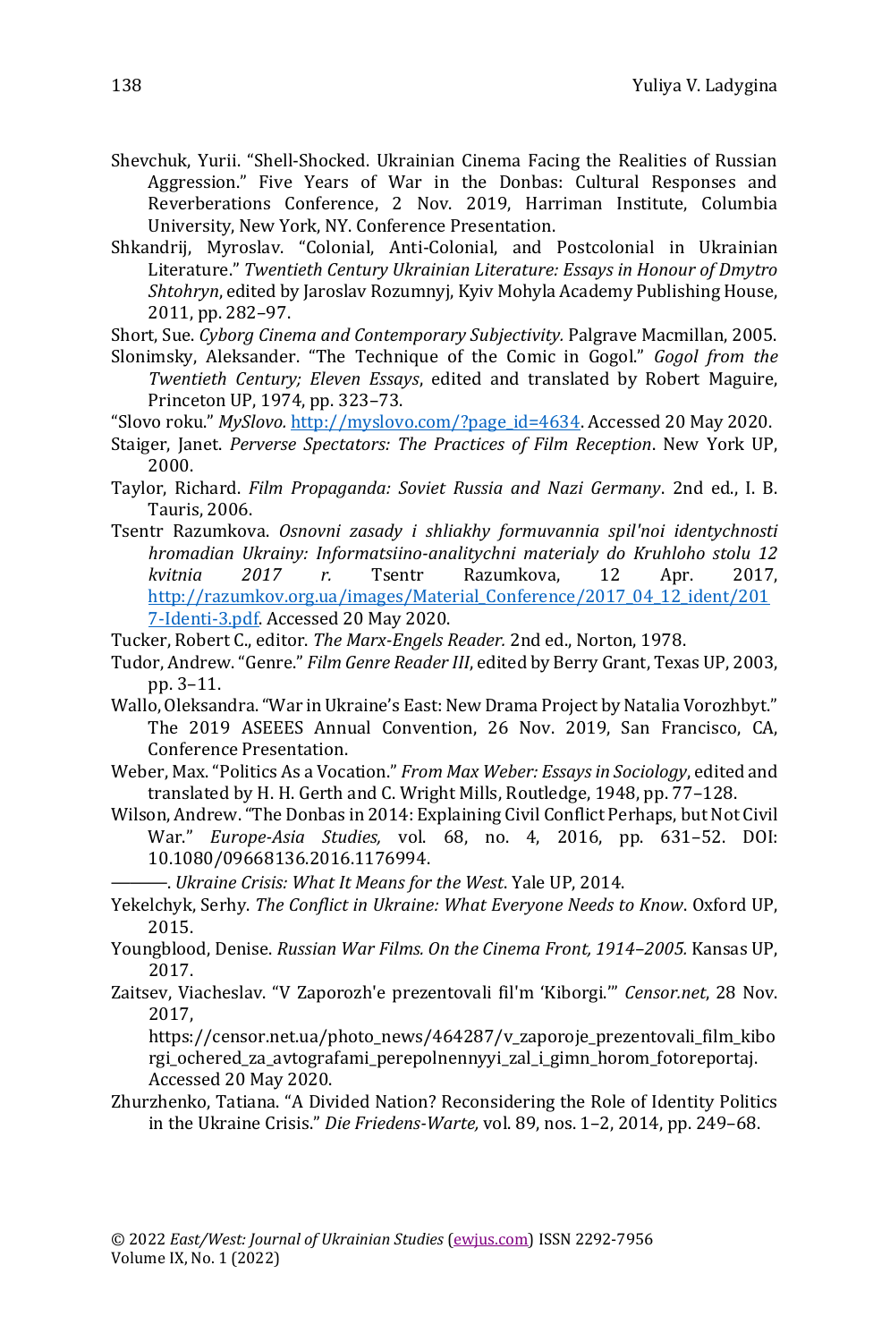Shevchuk, Yurii. "Shell-Shocked. Ukrainian Cinema Facing the Realities of Russian Aggression." Five Years of War in the Donbas: Cultural Responses and Reverberations Conference, 2 Nov. 2019, Harriman Institute, Columbia University, New York, NY. Conference Presentation.

Shkandrij, Myroslav. "Colonial, Anti-Colonial, and Postcolonial in Ukrainian Literature." *Twentieth Century Ukrainian Literature: Essays in Honour of Dmytro Shtohryn*, edited by Jaroslav Rozumnyj, Kyiv Mohyla Academy Publishing House, 2011, pp. 282–97.

Short, Sue. *Cyborg Cinema and Contemporary Subjectivity.* Palgrave Macmillan, 2005.

Slonimsky, Aleksander. "The Technique of the Comic in Gogol." *Gogol from the Twentieth Century; Eleven Essays*, edited and translated by Robert Maguire, Princeton UP, 1974, pp. 323–73.

"Slovo roku." *MySlovo.* http://myslovo.com/?page_id=4634. Accessed 20 May 2020.

Staiger, Janet. *Perverse Spectators: The Practices of Film Reception*. New York UP, 2000.

Taylor, Richard. *Film Propaganda: Soviet Russia and Nazi Germany*. 2nd ed., I. B. Tauris, 2006.

Tsentr Razumkova. *Osnovni zasady i shliakhy formuvannia spil'noi identychnosti hromadian Ukrainy: Informatsiino-analitychni materialy do Kruhloho stolu 12 kvitnia 2017 r.* Tsentr Razumkova, 12 Apr. 2017, http://razumkov.org.ua/images/Material_Conference/2017_04_12_ident/2017-Identi-3.pdf. Accessed 20 May 2020.

Tucker, Robert C., editor. *The Marx-Engels Reader.* 2nd ed., Norton, 1978.

Tudor, Andrew. "Genre." *Film Genre Reader III*, edited by Berry Grant, Texas UP, 2003, pp. 3–11.

Wallo, Oleksandra. "War in Ukraine's East: New Drama Project by Natalia Vorozhbyt." The 2019 ASEEES Annual Convention, 26 Nov. 2019, San Francisco, CA, Conference Presentation.

Weber, Max. "Politics As a Vocation." *From Max Weber: Essays in Sociology*, edited and translated by H. H. Gerth and C. Wright Mills, Routledge, 1948, pp. 77–128.

Wilson, Andrew. "The Donbas in 2014: Explaining Civil Conflict Perhaps, but Not Civil War." *Europe-Asia Studies,* vol. 68, no. 4, 2016, pp. 631–52. DOI: 10.1080/09668136.2016.1176994.

———. *Ukraine Crisis: What It Means for the West*. Yale UP, 2014.

Yekelchyk, Serhy. *The Conflict in Ukraine: What Everyone Needs to Know*. Oxford UP, 2015.

Youngblood, Denise. *Russian War Films. On the Cinema Front, 1914–2005.* Kansas UP, 2017.

Zaitsev, Viacheslav. "V Zaporozh'e prezentovali fil'm 'Kiborgi.'" *Censor.net*, 28 Nov. 2017, https://censor.net.ua/photo_news/464287/v_zaporoje_prezentovali_film_kiborgi_ochered_za_avtografami_perepolnennyyi_zal_i_gimn_horom_fotoreportaj. Accessed 20 May 2020.

Zhurzhenko, Tatiana. "A Divided Nation? Reconsidering the Role of Identity Politics in the Ukraine Crisis." *Die Friedens-Warte,* vol. 89, nos. 1–2, 2014, pp. 249–68.